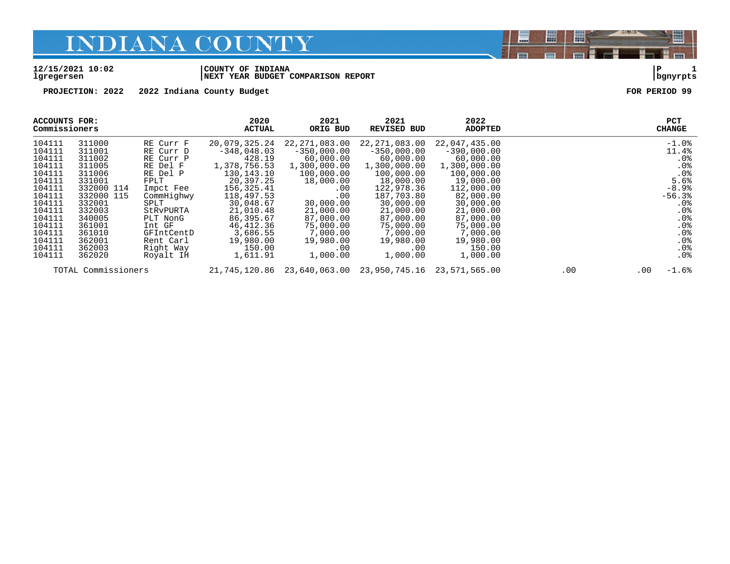# INDIANA COUNTY

12/15/2021 10:02 | COUNTY OF INDIANA | P 1
lgregersen | NEXT YEAR BUDGET COMPARISON REPORT | bgnyrpts

PROJECTION: 2022 2022 Indiana County Budget FOR PERIOD 99

| ACCOUNTS FOR: Commissioners | | | 2020 ACTUAL | 2021 ORIG BUD | 2021 REVISED BUD | 2022 ADOPTED | | | PCT CHANGE |
|---|---|---|---|---|---|---|---|---|---|
| 104111 | 311000 | RE Curr F | 20,079,325.24 | 22,271,083.00 | 22,271,083.00 | 22,047,435.00 | | | -1.0% |
| 104111 | 311001 | RE Curr D | -348,048.03 | -350,000.00 | -350,000.00 | -390,000.00 | | | 11.4% |
| 104111 | 311002 | RE Curr P | 428.19 | 60,000.00 | 60,000.00 | 60,000.00 | | | .0% |
| 104111 | 311005 | RE Del F | 1,378,756.53 | 1,300,000.00 | 1,300,000.00 | 1,300,000.00 | | | .0% |
| 104111 | 311006 | RE Del P | 130,143.10 | 100,000.00 | 100,000.00 | 100,000.00 | | | .0% |
| 104111 | 331001 | FPLT | 20,397.25 | 18,000.00 | 18,000.00 | 19,000.00 | | | 5.6% |
| 104111 | 332000 114 | Impct Fee | 156,325.41 | .00 | 122,978.36 | 112,000.00 | | | -8.9% |
| 104111 | 332000 115 | CommHighwy | 118,497.53 | .00 | 187,703.80 | 82,000.00 | | | -56.3% |
| 104111 | 332001 | SPLT | 30,048.67 | 30,000.00 | 30,000.00 | 30,000.00 | | | .0% |
| 104111 | 332003 | StRvPURTA | 21,010.48 | 21,000.00 | 21,000.00 | 21,000.00 | | | .0% |
| 104111 | 340005 | PLT NonG | 86,395.67 | 87,000.00 | 87,000.00 | 87,000.00 | | | .0% |
| 104111 | 361001 | Int GF | 46,412.36 | 75,000.00 | 75,000.00 | 75,000.00 | | | .0% |
| 104111 | 361010 | GFIntCentD | 3,686.55 | 7,000.00 | 7,000.00 | 7,000.00 | | | .0% |
| 104111 | 362001 | Rent Carl | 19,980.00 | 19,980.00 | 19,980.00 | 19,980.00 | | | .0% |
| 104111 | 362003 | Right Way | 150.00 | .00 | .00 | 150.00 | | | .0% |
| 104111 | 362020 | Royalt IH | 1,611.91 | 1,000.00 | 1,000.00 | 1,000.00 | | | .0% |
| TOTAL Commissioners | | | 21,745,120.86 | 23,640,063.00 | 23,950,745.16 | 23,571,565.00 | .00 | .00 | -1.6% |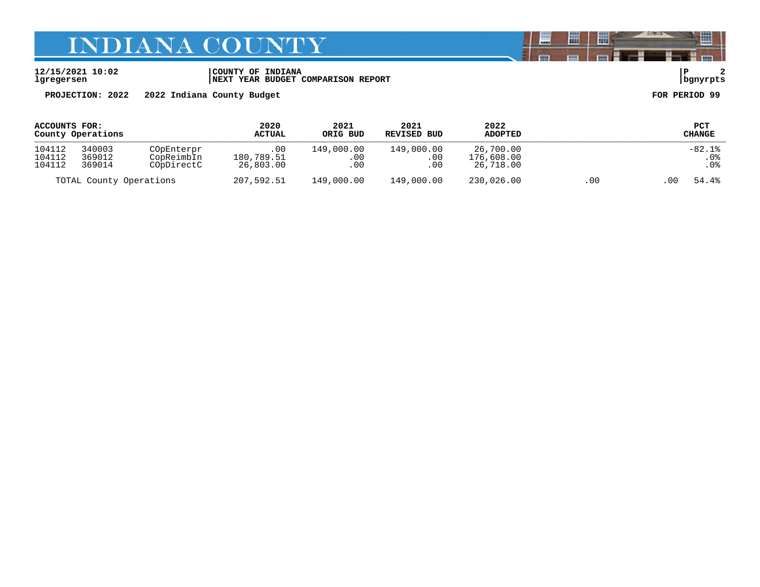# INDIANA COUNTY

12/15/2021 10:02
lgregersen

COUNTY OF INDIANA
NEXT YEAR BUDGET COMPARISON REPORT

P 2
bgnyrpts

**PROJECTION: 2022 2022 Indiana County Budget** **FOR PERIOD 99**

| ACCOUNTS FOR: County Operations | | | 2020 ACTUAL | 2021 ORIG BUD | 2021 REVISED BUD | 2022 ADOPTED | | | PCT CHANGE |
|---|---|---|---|---|---|---|---|---|---|
| 104112 | 340003 | COpEnterpr | .00 | 149,000.00 | 149,000.00 | 26,700.00 | | | -82.1% |
| 104112 | 369012 | CopReimbIn | 180,789.51 | .00 | .00 | 176,608.00 | | | .0% |
| 104112 | 369014 | COpDirectC | 26,803.00 | .00 | .00 | 26,718.00 | | | .0% |
| TOTAL County Operations | | | 207,592.51 | 149,000.00 | 149,000.00 | 230,026.00 | .00 | .00 | 54.4% |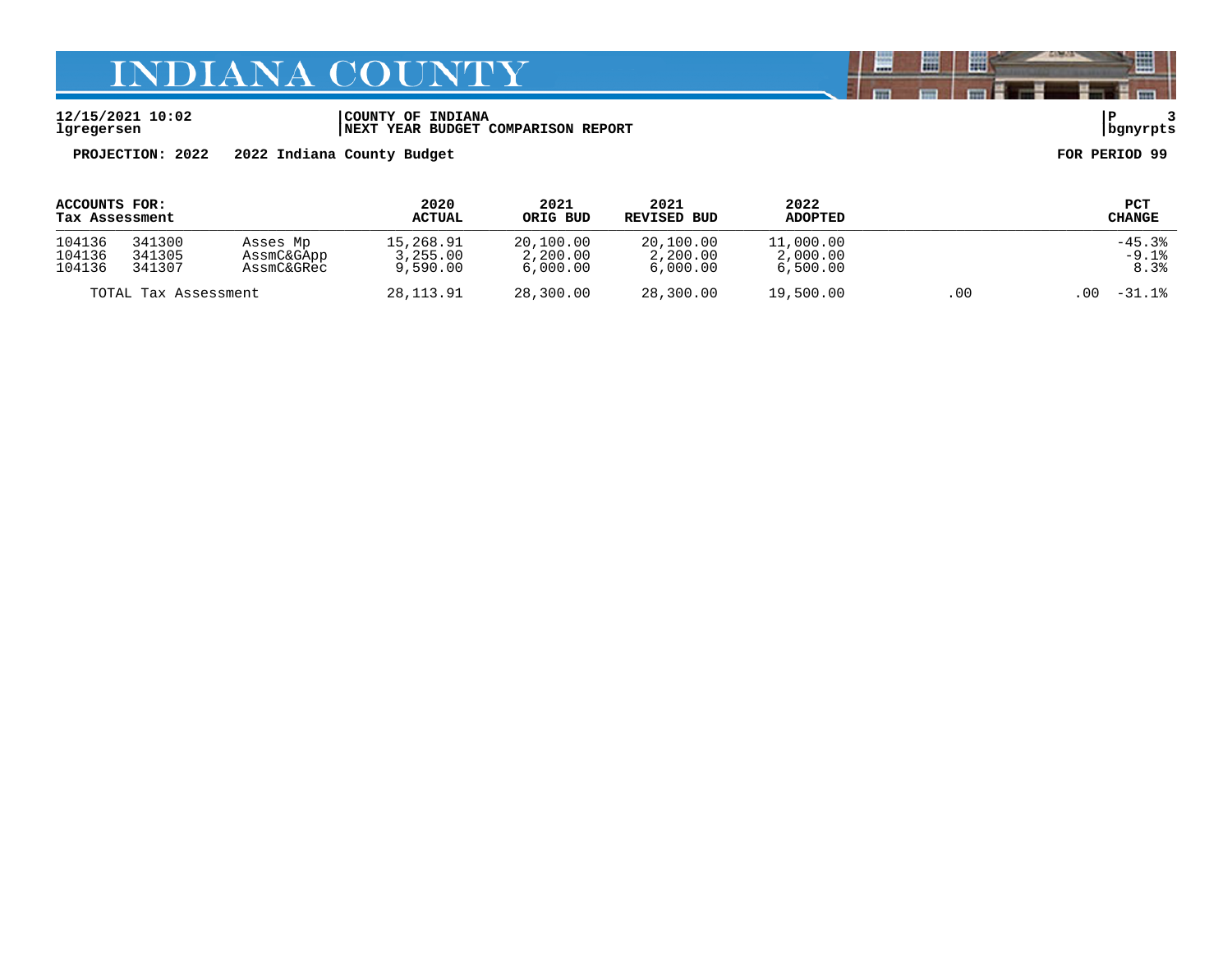# INDIANA COUNTY

12/15/2021 10:02 | COUNTY OF INDIANA
lgregersen | NEXT YEAR BUDGET COMPARISON REPORT

**PROJECTION: 2022** 2022 Indiana County Budget **FOR PERIOD 99**

| ACCOUNTS FOR: Tax Assessment | | | 2020 ACTUAL | 2021 ORIG BUD | 2021 REVISED BUD | 2022 ADOPTED | | | PCT CHANGE |
|---|---|---|---|---|---|---|---|---|---|
| 104136 | 341300 | Asses Mp | 15,268.91 | 20,100.00 | 20,100.00 | 11,000.00 | | | -45.3% |
| 104136 | 341305 | AssmC&GApp | 3,255.00 | 2,200.00 | 2,200.00 | 2,000.00 | | | -9.1% |
| 104136 | 341307 | AssmC&GRec | 9,590.00 | 6,000.00 | 6,000.00 | 6,500.00 | | | 8.3% |
| TOTAL Tax Assessment | | | 28,113.91 | 28,300.00 | 28,300.00 | 19,500.00 | .00 | .00 | -31.1% |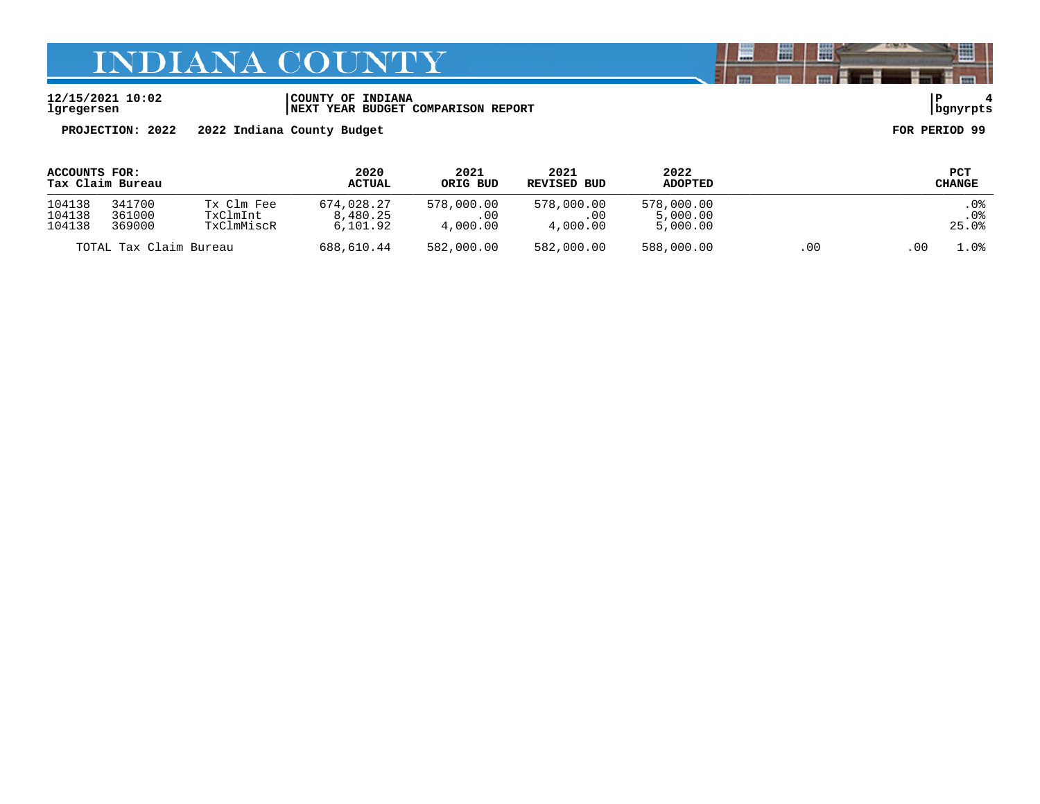# INDIANA COUNTY

12/15/2021 10:02 | COUNTY OF INDIANA | P 4
lgregersen | NEXT YEAR BUDGET COMPARISON REPORT | bgnyrpts

**PROJECTION: 2022 2022 Indiana County Budget** **FOR PERIOD 99**

| ACCOUNTS FOR: Tax Claim Bureau | | | 2020 ACTUAL | 2021 ORIG BUD | 2021 REVISED BUD | 2022 ADOPTED | | | PCT CHANGE |
|---|---|---|---|---|---|---|---|---|---|
| 104138 | 341700 | Tx Clm Fee | 674,028.27 | 578,000.00 | 578,000.00 | 578,000.00 | | | .0% |
| 104138 | 361000 | TxClmInt | 8,480.25 | .00 | .00 | 5,000.00 | | | .0% |
| 104138 | 369000 | TxClmMiscR | 6,101.92 | 4,000.00 | 4,000.00 | 5,000.00 | | | 25.0% |
| TOTAL Tax Claim Bureau | | | 688,610.44 | 582,000.00 | 582,000.00 | 588,000.00 | .00 | .00 | 1.0% |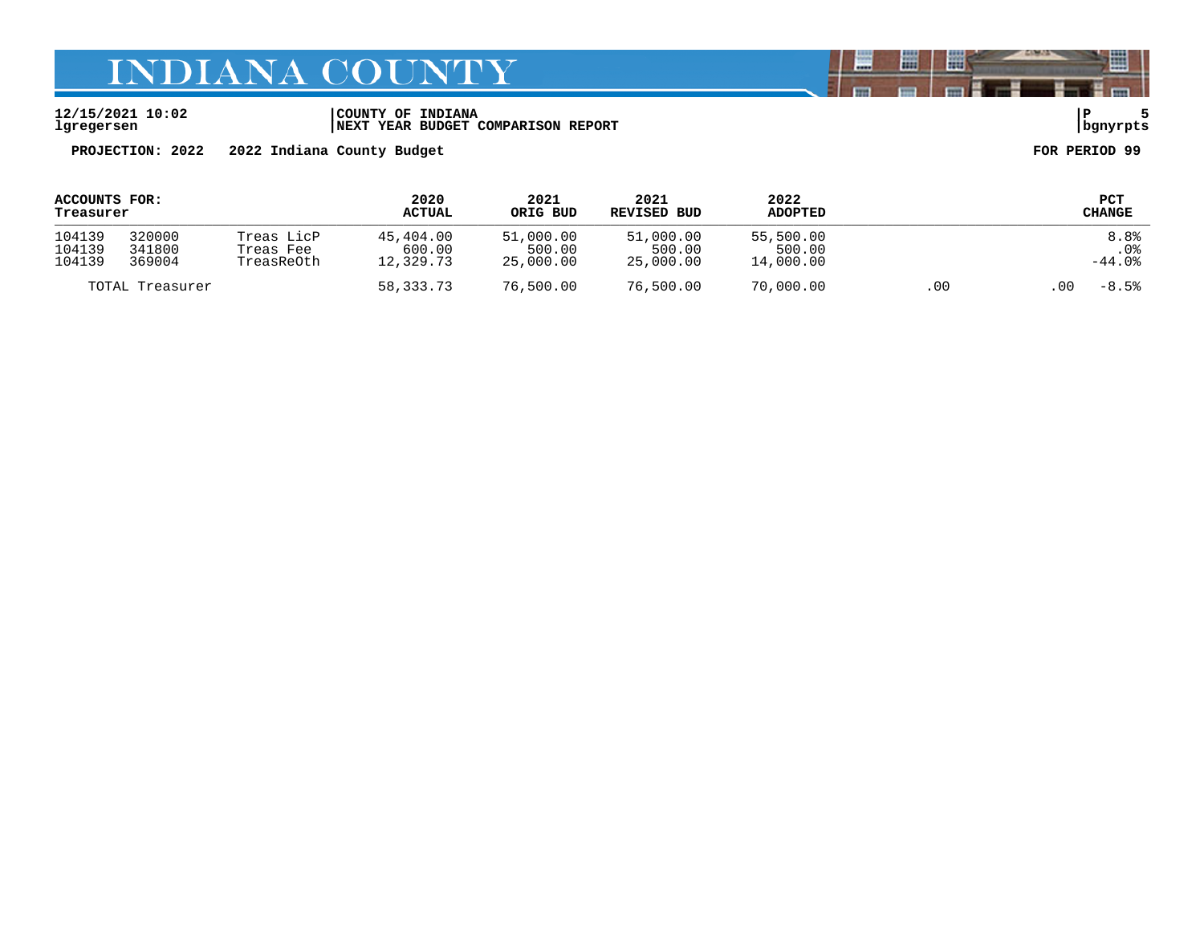12/15/2021 10:02 | COUNTY OF INDIANA | P 5
lgregersen | NEXT YEAR BUDGET COMPARISON REPORT | bgnyrpts

**PROJECTION: 2022 2022 Indiana County Budget** **FOR PERIOD 99**

| ACCOUNTS FOR: Treasurer | | | 2020 ACTUAL | 2021 ORIG BUD | 2021 REVISED BUD | 2022 ADOPTED | | | PCT CHANGE |
|---|---|---|---|---|---|---|---|---|---|
| 104139 | 320000 | Treas LicP | 45,404.00 | 51,000.00 | 51,000.00 | 55,500.00 | | | 8.8% |
| 104139 | 341800 | Treas Fee | 600.00 | 500.00 | 500.00 | 500.00 | | | .0% |
| 104139 | 369004 | TreasReOth | 12,329.73 | 25,000.00 | 25,000.00 | 14,000.00 | | | -44.0% |
| TOTAL Treasurer | | | 58,333.73 | 76,500.00 | 76,500.00 | 70,000.00 | .00 | .00 | -8.5% |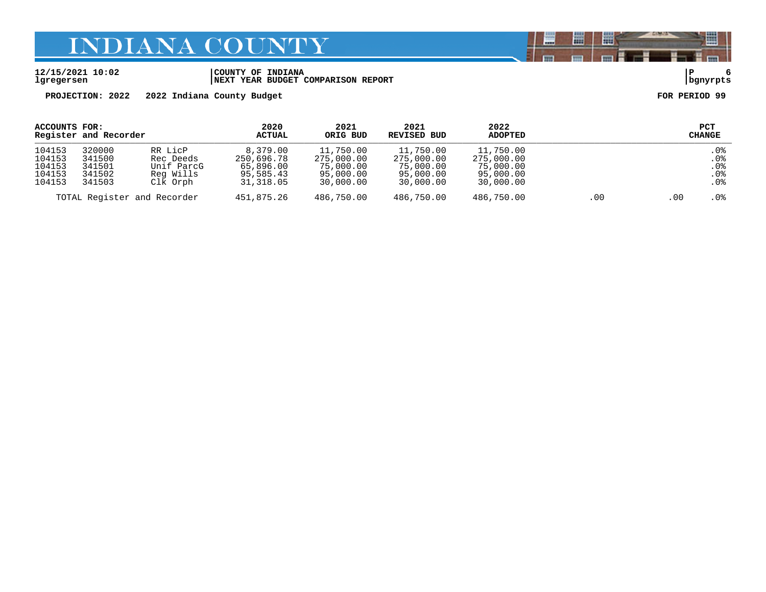**12/15/2021 10:02**
**lgregersen**

**COUNTY OF INDIANA**
**NEXT YEAR BUDGET COMPARISON REPORT**

**bgnyrpts**

**PROJECTION: 2022  2022 Indiana County Budget**

**FOR PERIOD 99**

| ACCOUNTS FOR: Register and Recorder | | | 2020 ACTUAL | 2021 ORIG BUD | 2021 REVISED BUD | 2022 ADOPTED | | | PCT CHANGE |
|---|---|---|---|---|---|---|---|---|---|
| 104153 | 320000 | RR LicP | 8,379.00 | 11,750.00 | 11,750.00 | 11,750.00 | | | .0% |
| 104153 | 341500 | Rec Deeds | 250,696.78 | 275,000.00 | 275,000.00 | 275,000.00 | | | .0% |
| 104153 | 341501 | Unif ParcG | 65,896.00 | 75,000.00 | 75,000.00 | 75,000.00 | | | .0% |
| 104153 | 341502 | Reg Wills | 95,585.43 | 95,000.00 | 95,000.00 | 95,000.00 | | | .0% |
| 104153 | 341503 | Clk Orph | 31,318.05 | 30,000.00 | 30,000.00 | 30,000.00 | | | .0% |
| TOTAL Register and Recorder | | | 451,875.26 | 486,750.00 | 486,750.00 | 486,750.00 | .00 | .00 | .0% |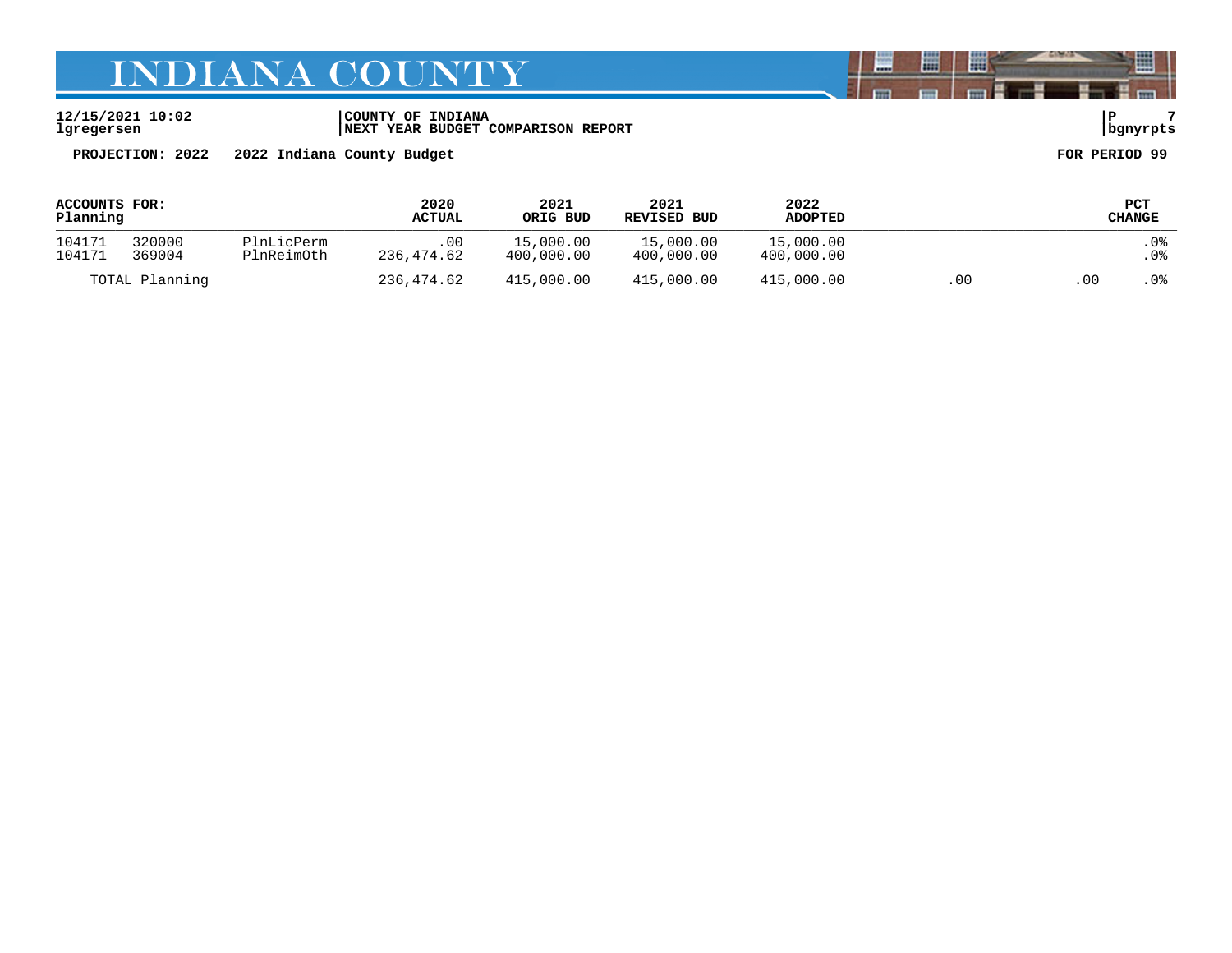# INDIANA COUNTY

**12/15/2021 10:02**
**lgregersen**

**COUNTY OF INDIANA**
**NEXT YEAR BUDGET COMPARISON REPORT**

**P 7**
**bgnyrpts**

**PROJECTION: 2022    2022 Indiana County Budget**

**FOR PERIOD 99**

| ACCOUNTS FOR: Planning | | | 2020 ACTUAL | 2021 ORIG BUD | 2021 REVISED BUD | 2022 ADOPTED | | | PCT CHANGE |
|---|---|---|---|---|---|---|---|---|---|
| 104171 | 320000 | PlnLicPerm | .00 | 15,000.00 | 15,000.00 | 15,000.00 | | | .0% |
| 104171 | 369004 | PlnReimOth | 236,474.62 | 400,000.00 | 400,000.00 | 400,000.00 | | | .0% |
| TOTAL Planning | | | 236,474.62 | 415,000.00 | 415,000.00 | 415,000.00 | .00 | .00 | .0% |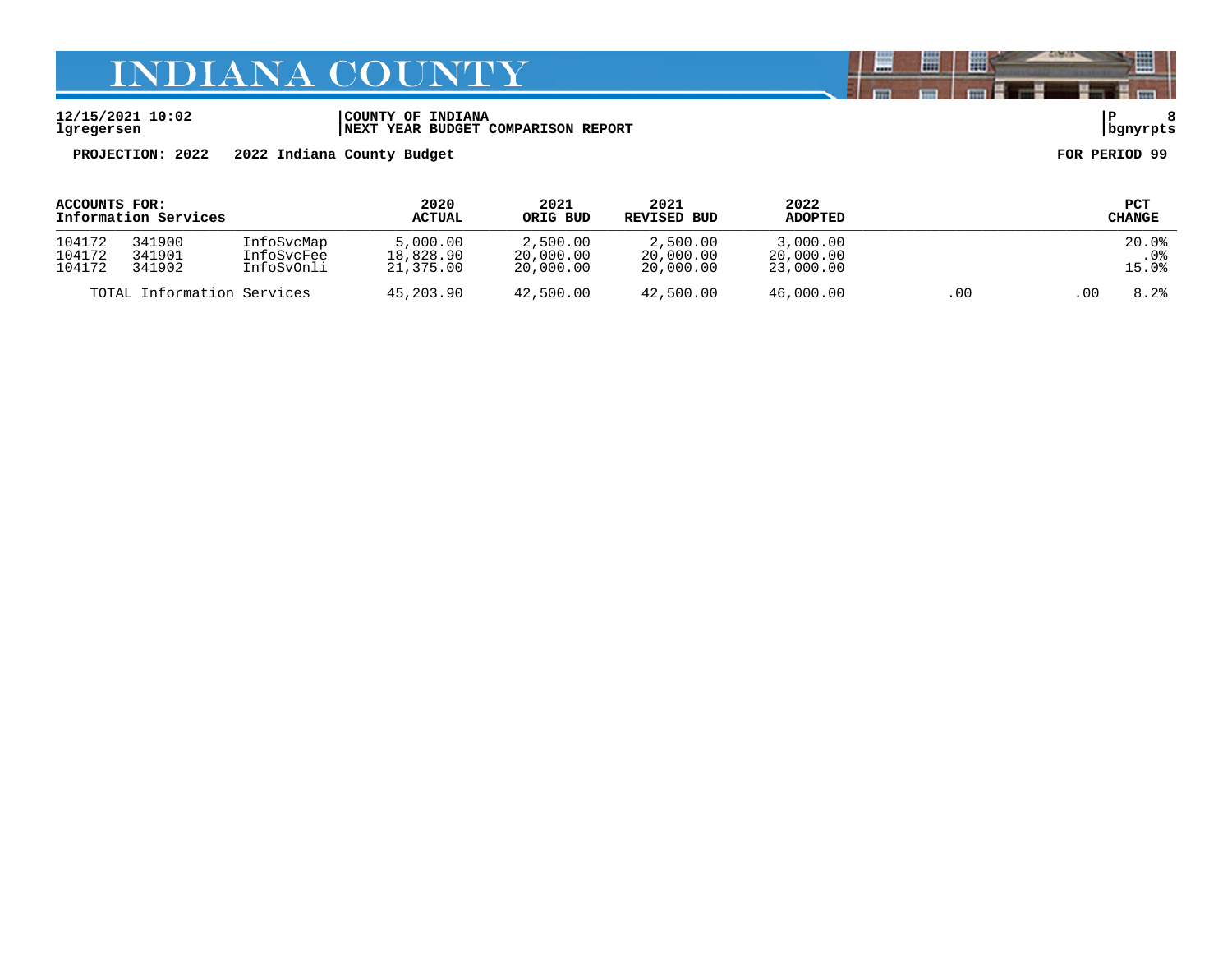# INDIANA COUNTY

**12/15/2021 10:02** | **COUNTY OF INDIANA** | **P 8**
**lgregersen** | **NEXT YEAR BUDGET COMPARISON REPORT** | **bgnyrpts**

**PROJECTION: 2022 2022 Indiana County Budget** **FOR PERIOD 99**

| ACCOUNTS FOR: Information Services | | | 2020 ACTUAL | 2021 ORIG BUD | 2021 REVISED BUD | 2022 ADOPTED | | | PCT CHANGE |
|---|---|---|---|---|---|---|---|---|---|
| 104172 | 341900 | InfoSvcMap | 5,000.00 | 2,500.00 | 2,500.00 | 3,000.00 | | | 20.0% |
| 104172 | 341901 | InfoSvcFee | 18,828.90 | 20,000.00 | 20,000.00 | 20,000.00 | | | .0% |
| 104172 | 341902 | InfoSvOnli | 21,375.00 | 20,000.00 | 20,000.00 | 23,000.00 | | | 15.0% |
| TOTAL Information Services | | | 45,203.90 | 42,500.00 | 42,500.00 | 46,000.00 | .00 | .00 | 8.2% |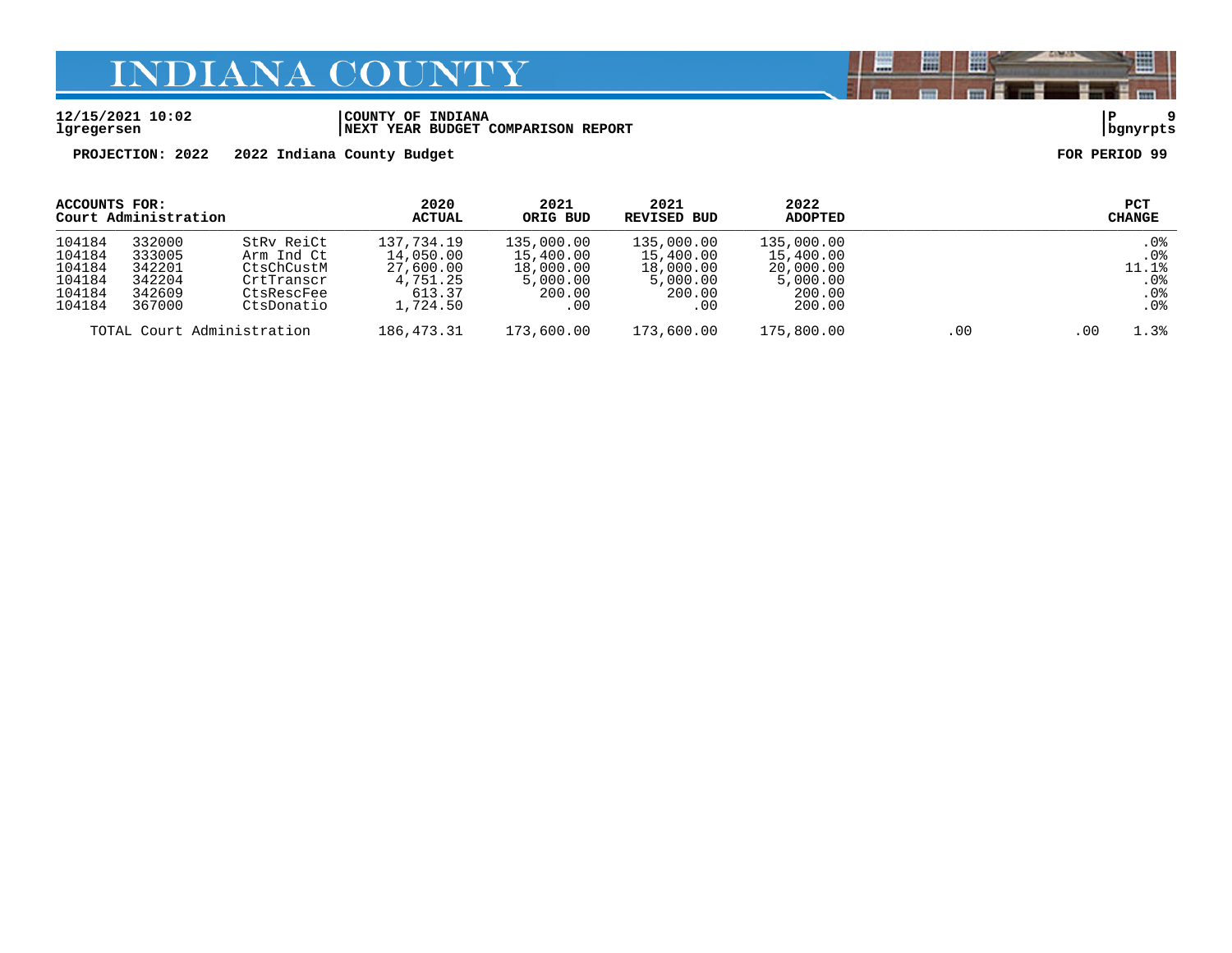# INDIANA COUNTY

12/15/2021 10:02
lgregersen

COUNTY OF INDIANA
NEXT YEAR BUDGET COMPARISON REPORT

bgnyrpts

**PROJECTION: 2022 2022 Indiana County Budget** **FOR PERIOD 99**

| ACCOUNTS FOR: Court Administration | | | 2020 ACTUAL | 2021 ORIG BUD | 2021 REVISED BUD | 2022 ADOPTED | | | PCT CHANGE |
|---|---|---|---|---|---|---|---|---|---|
| 104184 | 332000 | StRv ReiCt | 137,734.19 | 135,000.00 | 135,000.00 | 135,000.00 | | | .0% |
| 104184 | 333005 | Arm Ind Ct | 14,050.00 | 15,400.00 | 15,400.00 | 15,400.00 | | | .0% |
| 104184 | 342201 | CtsChCustM | 27,600.00 | 18,000.00 | 18,000.00 | 20,000.00 | | | 11.1% |
| 104184 | 342204 | CrtTranscr | 4,751.25 | 5,000.00 | 5,000.00 | 5,000.00 | | | .0% |
| 104184 | 342609 | CtsRescFee | 613.37 | 200.00 | 200.00 | 200.00 | | | .0% |
| 104184 | 367000 | CtsDonatio | 1,724.50 | .00 | .00 | 200.00 | | | .0% |
| TOTAL Court Administration | | | 186,473.31 | 173,600.00 | 173,600.00 | 175,800.00 | .00 | .00 | 1.3% |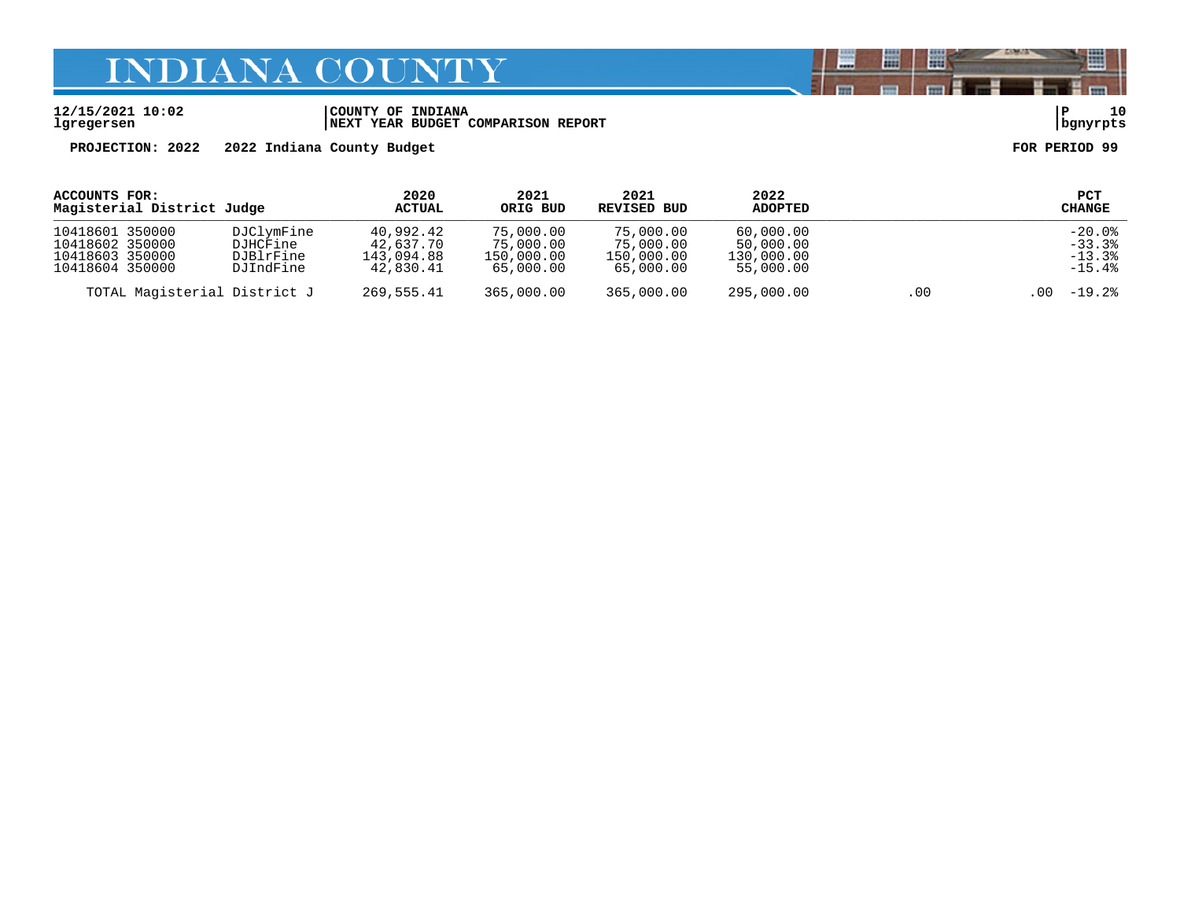# INDIANA COUNTY

12/15/2021 10:02
lgregersen

COUNTY OF INDIANA
NEXT YEAR BUDGET COMPARISON REPORT

bgnyrpts

PROJECTION: 2022 2022 Indiana County Budget

FOR PERIOD 99

| ACCOUNTS FOR: Magisterial District Judge | | 2020 ACTUAL | 2021 ORIG BUD | 2021 REVISED BUD | 2022 ADOPTED | | | PCT CHANGE |
|---|---|---|---|---|---|---|---|---|
| 10418601 350000 | DJClymFine | 40,992.42 | 75,000.00 | 75,000.00 | 60,000.00 | | | -20.0% |
| 10418602 350000 | DJHCFine | 42,637.70 | 75,000.00 | 75,000.00 | 50,000.00 | | | -33.3% |
| 10418603 350000 | DJBlrFine | 143,094.88 | 150,000.00 | 150,000.00 | 130,000.00 | | | -13.3% |
| 10418604 350000 | DJIndFine | 42,830.41 | 65,000.00 | 65,000.00 | 55,000.00 | | | -15.4% |
| TOTAL Magisterial District J | | 269,555.41 | 365,000.00 | 365,000.00 | 295,000.00 | .00 | .00 | -19.2% |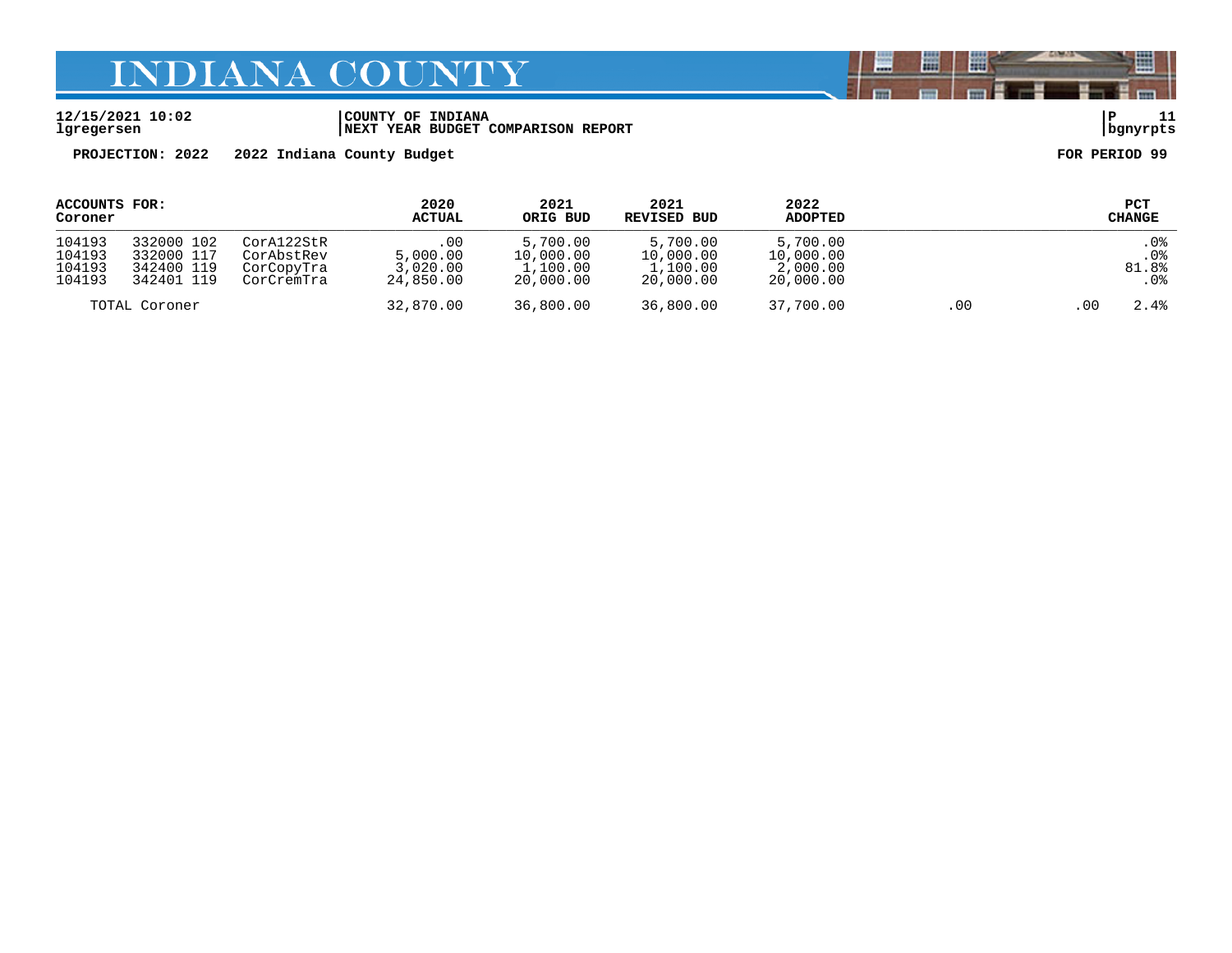# INDIANA COUNTY

12/15/2021 10:02
lgregersen

COUNTY OF INDIANA
NEXT YEAR BUDGET COMPARISON REPORT

P 11
bgnyrpts

**PROJECTION: 2022 2022 Indiana County Budget** **FOR PERIOD 99**

| ACCOUNTS FOR: Coroner | | | 2020 ACTUAL | 2021 ORIG BUD | 2021 REVISED BUD | 2022 ADOPTED | | | PCT CHANGE |
|---|---|---|---|---|---|---|---|---|---|
| 104193 | 332000 102 | CorA122StR | .00 | 5,700.00 | 5,700.00 | 5,700.00 | | | .0% |
| 104193 | 332000 117 | CorAbstRev | 5,000.00 | 10,000.00 | 10,000.00 | 10,000.00 | | | .0% |
| 104193 | 342400 119 | CorCopyTra | 3,020.00 | 1,100.00 | 1,100.00 | 2,000.00 | | | 81.8% |
| 104193 | 342401 119 | CorCremTra | 24,850.00 | 20,000.00 | 20,000.00 | 20,000.00 | | | .0% |
| TOTAL Coroner | | | 32,870.00 | 36,800.00 | 36,800.00 | 37,700.00 | .00 | .00 | 2.4% |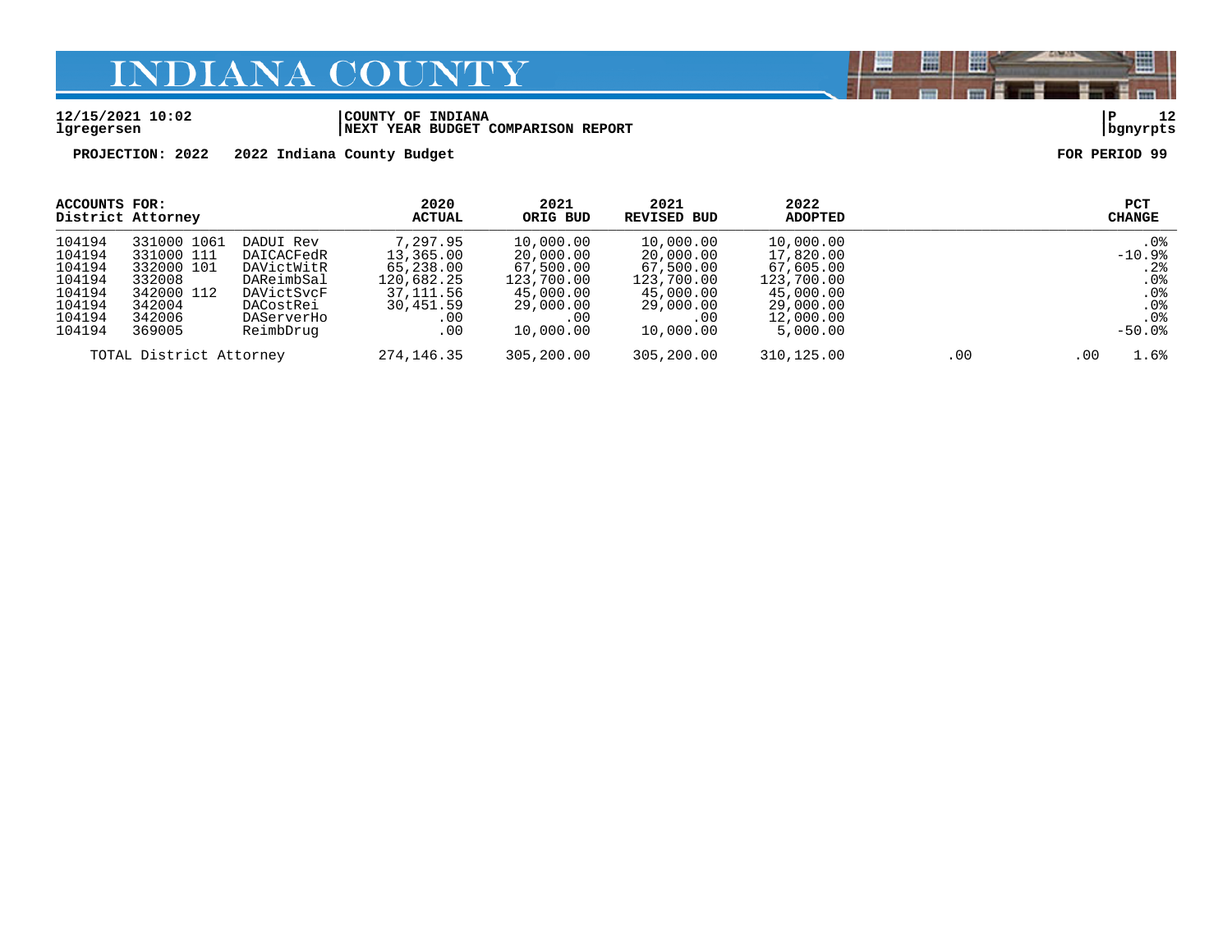# INDIANA COUNTY

12/15/2021 10:02 | COUNTY OF INDIANA | P 12
lgregersen | NEXT YEAR BUDGET COMPARISON REPORT | bgnyrpts

**PROJECTION: 2022 2022 Indiana County Budget** **FOR PERIOD 99**

| ACCOUNTS FOR: District Attorney | | | 2020 ACTUAL | 2021 ORIG BUD | 2021 REVISED BUD | 2022 ADOPTED | | | PCT CHANGE |
|---|---|---|---|---|---|---|---|---|---|
| 104194 | 331000 1061 | DADUI Rev | 7,297.95 | 10,000.00 | 10,000.00 | 10,000.00 | | | .0% |
| 104194 | 331000 111 | DAICACFedR | 13,365.00 | 20,000.00 | 20,000.00 | 17,820.00 | | | -10.9% |
| 104194 | 332000 101 | DAVictWitR | 65,238.00 | 67,500.00 | 67,500.00 | 67,605.00 | | | .2% |
| 104194 | 332008 | DAReimbSal | 120,682.25 | 123,700.00 | 123,700.00 | 123,700.00 | | | .0% |
| 104194 | 342000 112 | DAVictSvcF | 37,111.56 | 45,000.00 | 45,000.00 | 45,000.00 | | | .0% |
| 104194 | 342004 | DACostRei | 30,451.59 | 29,000.00 | 29,000.00 | 29,000.00 | | | .0% |
| 104194 | 342006 | DAServerHo | .00 | .00 | .00 | 12,000.00 | | | .0% |
| 104194 | 369005 | ReimbDrug | .00 | 10,000.00 | 10,000.00 | 5,000.00 | | | -50.0% |
| TOTAL District Attorney | | | 274,146.35 | 305,200.00 | 305,200.00 | 310,125.00 | .00 | .00 | 1.6% |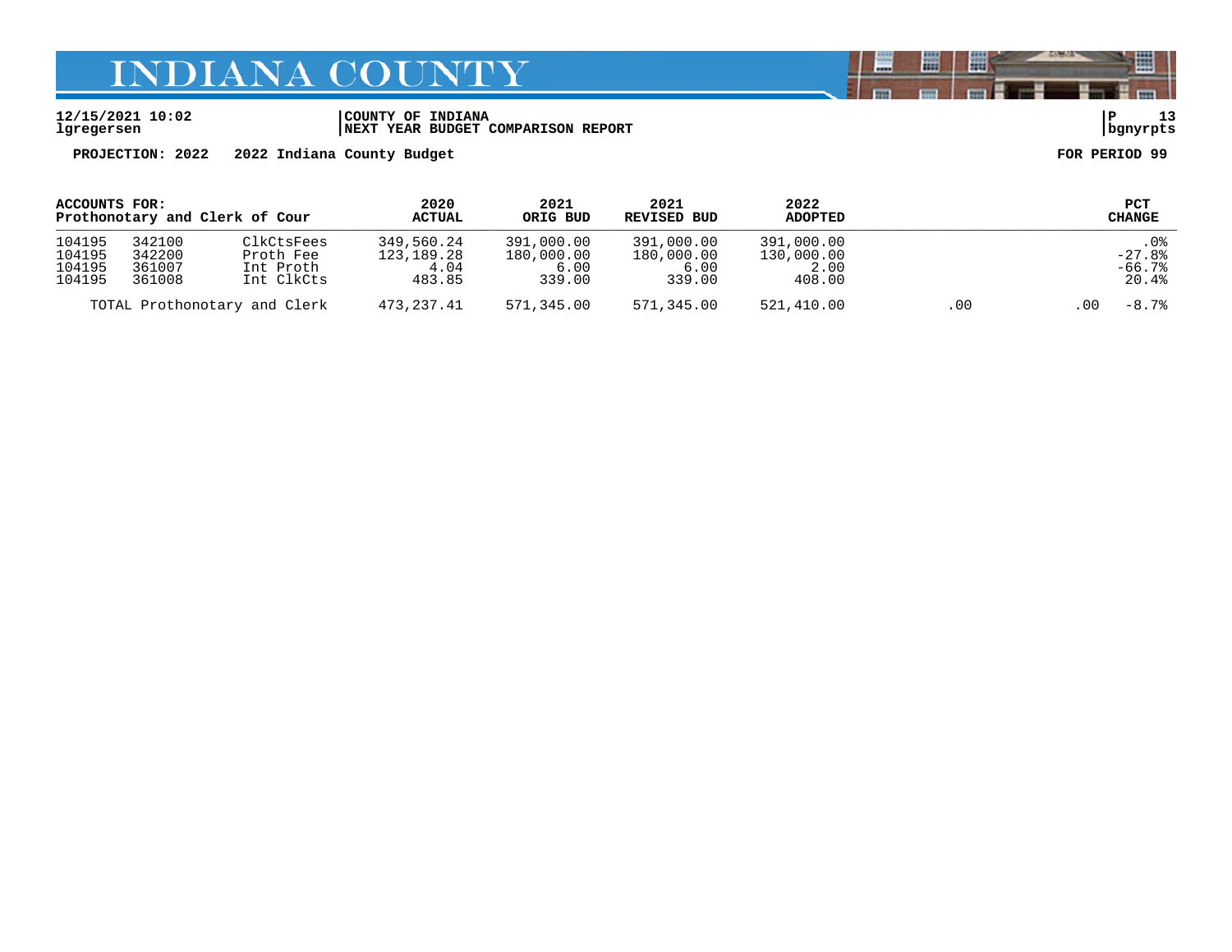# INDIANA COUNTY

12/15/2021 10:02
lgregersen

COUNTY OF INDIANA
NEXT YEAR BUDGET COMPARISON REPORT

P 13
bgnyrpts

**PROJECTION: 2022 2022 Indiana County Budget** **FOR PERIOD 99**

| ACCOUNTS FOR: Prothonotary and Clerk of Cour | | | 2020 ACTUAL | 2021 ORIG BUD | 2021 REVISED BUD | 2022 ADOPTED | | | PCT CHANGE |
|---|---|---|---|---|---|---|---|---|---|
| 104195 | 342100 | ClkCtsFees | 349,560.24 | 391,000.00 | 391,000.00 | 391,000.00 | | | .0% |
| 104195 | 342200 | Proth Fee | 123,189.28 | 180,000.00 | 180,000.00 | 130,000.00 | | | -27.8% |
| 104195 | 361007 | Int Proth | 4.04 | 6.00 | 6.00 | 2.00 | | | -66.7% |
| 104195 | 361008 | Int ClkCts | 483.85 | 339.00 | 339.00 | 408.00 | | | 20.4% |
| TOTAL Prothonotary and Clerk | | | 473,237.41 | 571,345.00 | 571,345.00 | 521,410.00 | .00 | .00 | -8.7% |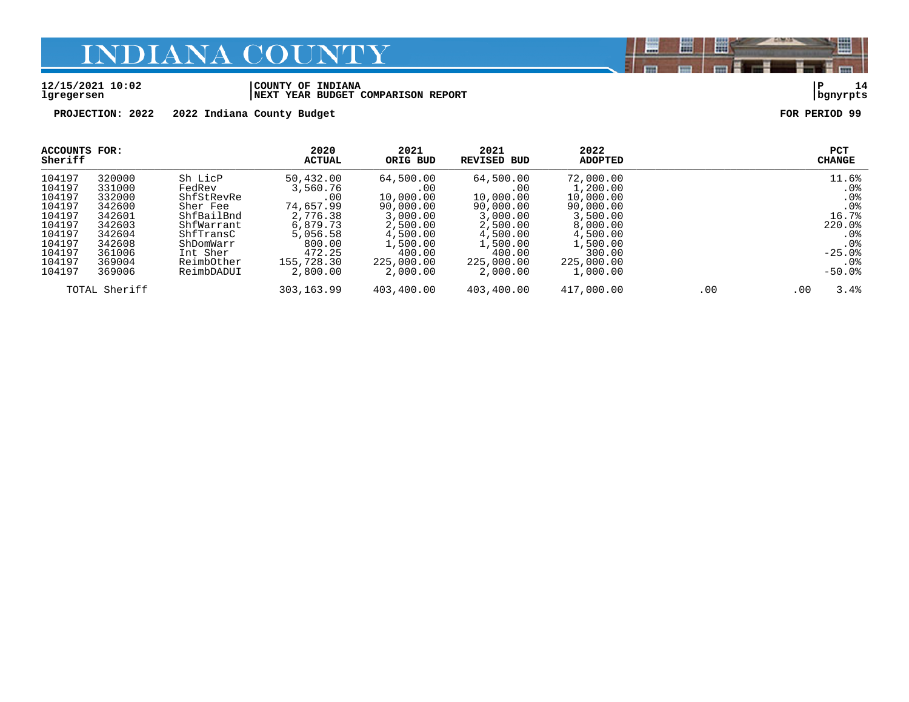# INDIANA COUNTY

**12/15/2021 10:02** | **COUNTY OF INDIANA**
**lgregersen** | **NEXT YEAR BUDGET COMPARISON REPORT**

**PROJECTION: 2022 2022 Indiana County Budget** **FOR PERIOD 99**

| ACCOUNTS FOR: Sheriff | | | 2020 ACTUAL | 2021 ORIG BUD | 2021 REVISED BUD | 2022 ADOPTED | | | PCT CHANGE |
|---|---|---|---|---|---|---|---|---|---|
| 104197 | 320000 | Sh LicP | 50,432.00 | 64,500.00 | 64,500.00 | 72,000.00 | | | 11.6% |
| 104197 | 331000 | FedRev | 3,560.76 | .00 | .00 | 1,200.00 | | | .0% |
| 104197 | 332000 | ShfStRevRe | .00 | 10,000.00 | 10,000.00 | 10,000.00 | | | .0% |
| 104197 | 342600 | Sher Fee | 74,657.99 | 90,000.00 | 90,000.00 | 90,000.00 | | | .0% |
| 104197 | 342601 | ShfBailBnd | 2,776.38 | 3,000.00 | 3,000.00 | 3,500.00 | | | 16.7% |
| 104197 | 342603 | ShfWarrant | 6,879.73 | 2,500.00 | 2,500.00 | 8,000.00 | | | 220.0% |
| 104197 | 342604 | ShfTransC | 5,056.58 | 4,500.00 | 4,500.00 | 4,500.00 | | | .0% |
| 104197 | 342608 | ShDomWarr | 800.00 | 1,500.00 | 1,500.00 | 1,500.00 | | | .0% |
| 104197 | 361006 | Int Sher | 472.25 | 400.00 | 400.00 | 300.00 | | | -25.0% |
| 104197 | 369004 | ReimbOther | 155,728.30 | 225,000.00 | 225,000.00 | 225,000.00 | | | .0% |
| 104197 | 369006 | ReimbDADUI | 2,800.00 | 2,000.00 | 2,000.00 | 1,000.00 | | | -50.0% |
| TOTAL Sheriff | | | 303,163.99 | 403,400.00 | 403,400.00 | 417,000.00 | .00 | .00 | 3.4% |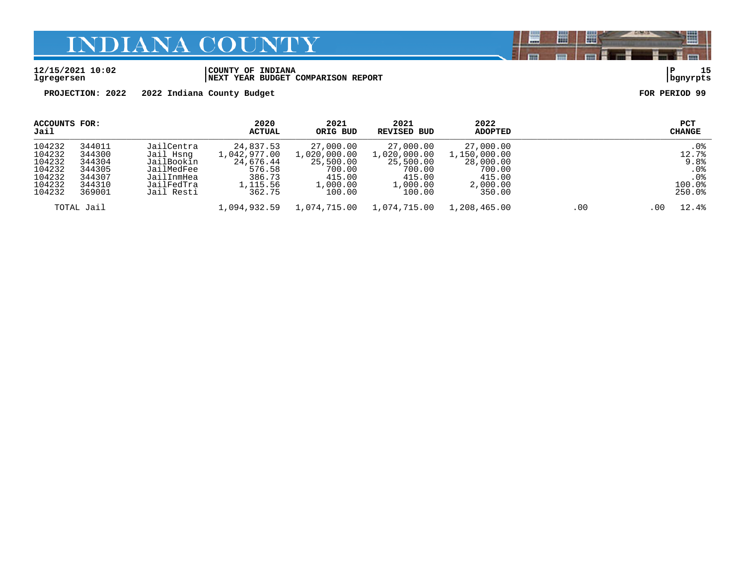# INDIANA COUNTY

12/15/2021 10:02
lgregersen

COUNTY OF INDIANA
NEXT YEAR BUDGET COMPARISON REPORT

P 15
bgnyrpts

**PROJECTION: 2022 2022 Indiana County Budget** **FOR PERIOD 99**

| ACCOUNTS FOR: Jail | | | 2020 ACTUAL | 2021 ORIG BUD | 2021 REVISED BUD | 2022 ADOPTED | | | PCT CHANGE |
|---|---|---|---|---|---|---|---|---|---|
| 104232 | 344011 | JailCentra | 24,837.53 | 27,000.00 | 27,000.00 | 27,000.00 | | | .0% |
| 104232 | 344300 | Jail Hsng | 1,042,977.00 | 1,020,000.00 | 1,020,000.00 | 1,150,000.00 | | | 12.7% |
| 104232 | 344304 | JailBookin | 24,676.44 | 25,500.00 | 25,500.00 | 28,000.00 | | | 9.8% |
| 104232 | 344305 | JailMedFee | 576.58 | 700.00 | 700.00 | 700.00 | | | .0% |
| 104232 | 344307 | JailInmHea | 386.73 | 415.00 | 415.00 | 415.00 | | | .0% |
| 104232 | 344310 | JailFedTra | 1,115.56 | 1,000.00 | 1,000.00 | 2,000.00 | | | 100.0% |
| 104232 | 369001 | Jail Resti | 362.75 | 100.00 | 100.00 | 350.00 | | | 250.0% |
| TOTAL Jail | | | 1,094,932.59 | 1,074,715.00 | 1,074,715.00 | 1,208,465.00 | .00 | .00 | 12.4% |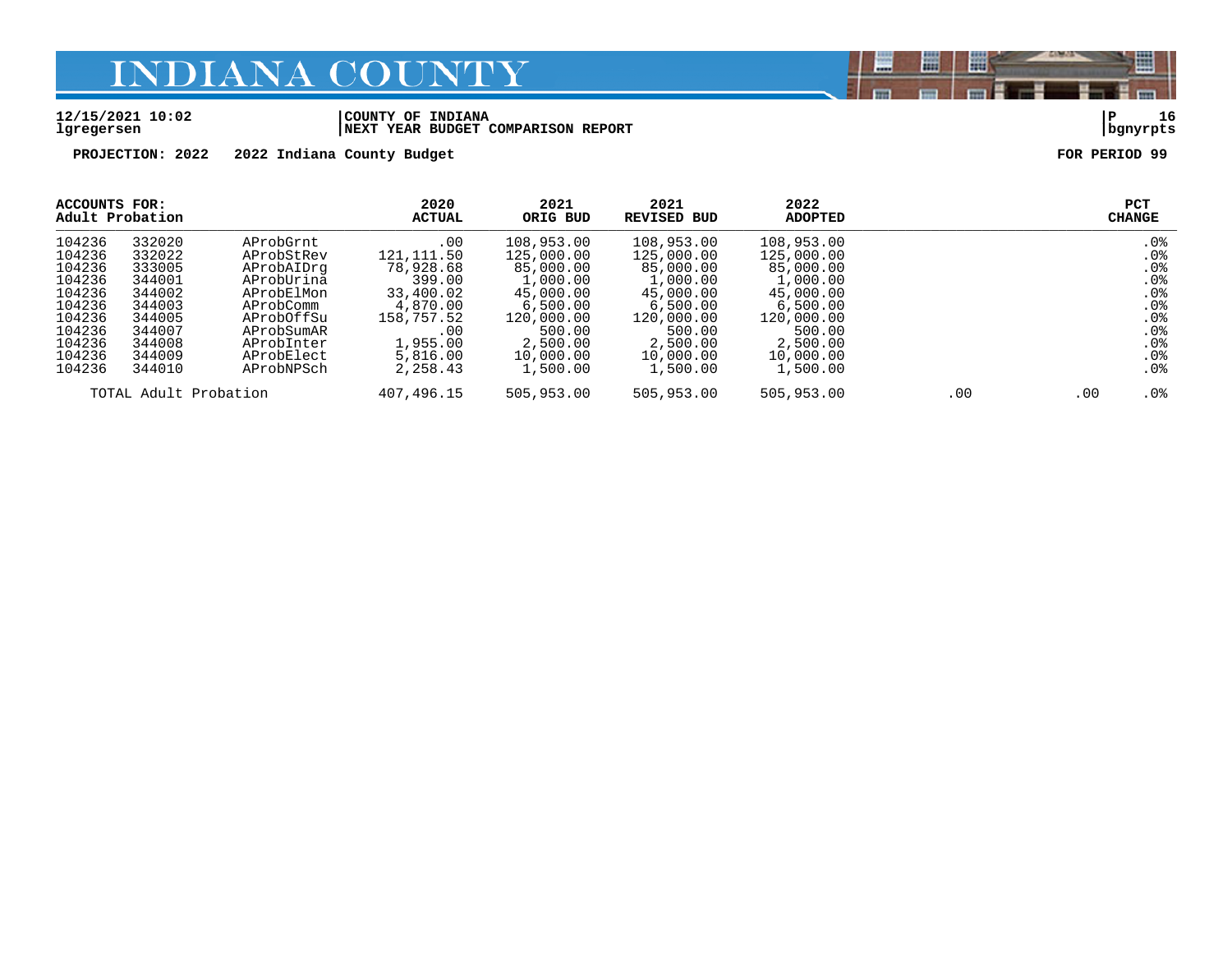# INDIANA COUNTY

12/15/2021 10:02 | COUNTY OF INDIANA | P 16
lgregersen | NEXT YEAR BUDGET COMPARISON REPORT | bgnyrpts

**PROJECTION: 2022 2022 Indiana County Budget** **FOR PERIOD 99**

| ACCOUNTS FOR: Adult Probation | | | 2020 ACTUAL | 2021 ORIG BUD | 2021 REVISED BUD | 2022 ADOPTED | | | PCT CHANGE |
|---|---|---|---|---|---|---|---|---|---|
| 104236 | 332020 | AProbGrnt | .00 | 108,953.00 | 108,953.00 | 108,953.00 | | | .0% |
| 104236 | 332022 | AProbStRev | 121,111.50 | 125,000.00 | 125,000.00 | 125,000.00 | | | .0% |
| 104236 | 333005 | AProbAIDrg | 78,928.68 | 85,000.00 | 85,000.00 | 85,000.00 | | | .0% |
| 104236 | 344001 | AProbUrina | 399.00 | 1,000.00 | 1,000.00 | 1,000.00 | | | .0% |
| 104236 | 344002 | AProbElMon | 33,400.02 | 45,000.00 | 45,000.00 | 45,000.00 | | | .0% |
| 104236 | 344003 | AProbComm | 4,870.00 | 6,500.00 | 6,500.00 | 6,500.00 | | | .0% |
| 104236 | 344005 | AProbOffSu | 158,757.52 | 120,000.00 | 120,000.00 | 120,000.00 | | | .0% |
| 104236 | 344007 | AProbSumAR | .00 | 500.00 | 500.00 | 500.00 | | | .0% |
| 104236 | 344008 | AProbInter | 1,955.00 | 2,500.00 | 2,500.00 | 2,500.00 | | | .0% |
| 104236 | 344009 | AProbElect | 5,816.00 | 10,000.00 | 10,000.00 | 10,000.00 | | | .0% |
| 104236 | 344010 | AProbNPSch | 2,258.43 | 1,500.00 | 1,500.00 | 1,500.00 | | | .0% |
| TOTAL Adult Probation | | | 407,496.15 | 505,953.00 | 505,953.00 | 505,953.00 | .00 | .00 | .0% |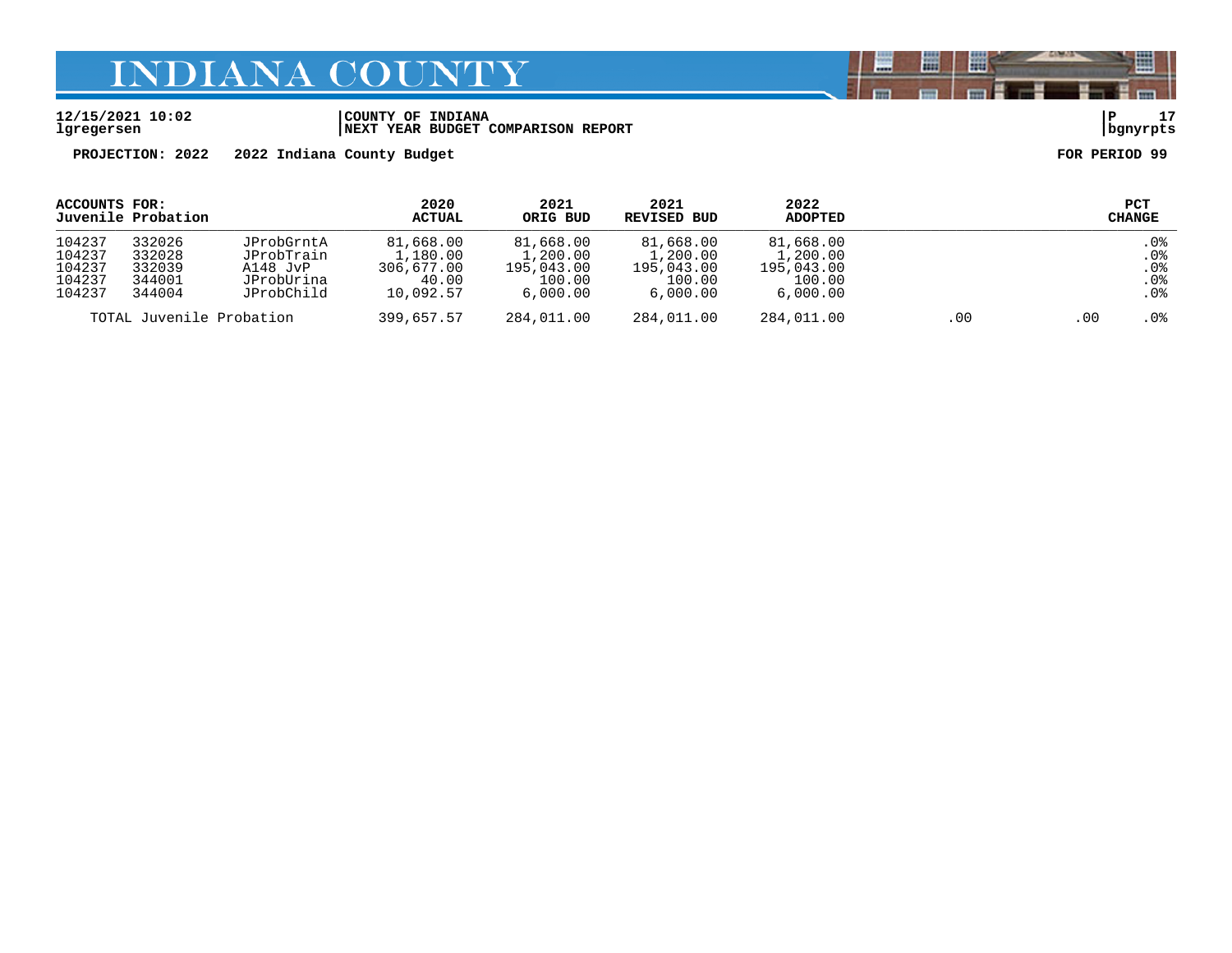# INDIANA COUNTY

12/15/2021 10:02 | COUNTY OF INDIANA | P 17
lgregersen | NEXT YEAR BUDGET COMPARISON REPORT | bgnyrpts

**PROJECTION: 2022 2022 Indiana County Budget** **FOR PERIOD 99**

| ACCOUNTS FOR: Juvenile Probation | | | 2020 ACTUAL | 2021 ORIG BUD | 2021 REVISED BUD | 2022 ADOPTED | | | PCT CHANGE |
|---|---|---|---|---|---|---|---|---|---|
| 104237 | 332026 | JProbGrntA | 81,668.00 | 81,668.00 | 81,668.00 | 81,668.00 | | | .0% |
| 104237 | 332028 | JProbTrain | 1,180.00 | 1,200.00 | 1,200.00 | 1,200.00 | | | .0% |
| 104237 | 332039 | A148 JvP | 306,677.00 | 195,043.00 | 195,043.00 | 195,043.00 | | | .0% |
| 104237 | 344001 | JProbUrina | 40.00 | 100.00 | 100.00 | 100.00 | | | .0% |
| 104237 | 344004 | JProbChild | 10,092.57 | 6,000.00 | 6,000.00 | 6,000.00 | | | .0% |
| TOTAL Juvenile Probation | | | 399,657.57 | 284,011.00 | 284,011.00 | 284,011.00 | .00 | .00 | .0% |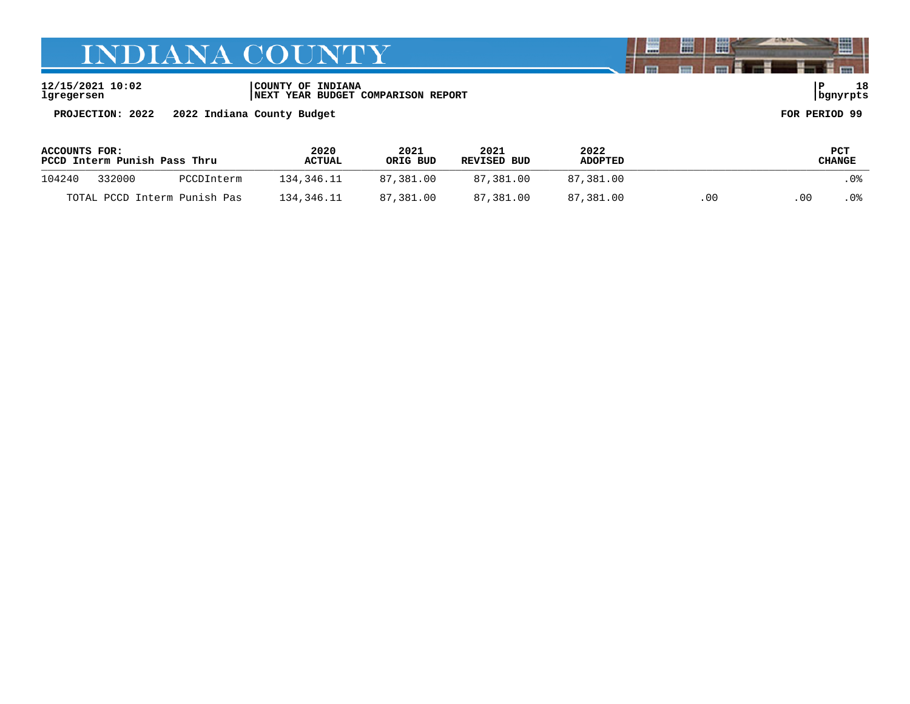# INDIANA COUNTY

12/15/2021 10:02
lgregersen

COUNTY OF INDIANA
NEXT YEAR BUDGET COMPARISON REPORT

bgnyrpts

**PROJECTION: 2022 2022 Indiana County Budget** **FOR PERIOD 99**

| ACCOUNTS FOR: PCCD Interm Punish Pass Thru | | | 2020 ACTUAL | 2021 ORIG BUD | 2021 REVISED BUD | 2022 ADOPTED | | | PCT CHANGE |
|---|---|---|---|---|---|---|---|---|---|
| 104240 | 332000 | PCCDInterm | 134,346.11 | 87,381.00 | 87,381.00 | 87,381.00 | | | .0% |
| TOTAL PCCD Interm Punish Pas | | | 134,346.11 | 87,381.00 | 87,381.00 | 87,381.00 | .00 | .00 | .0% |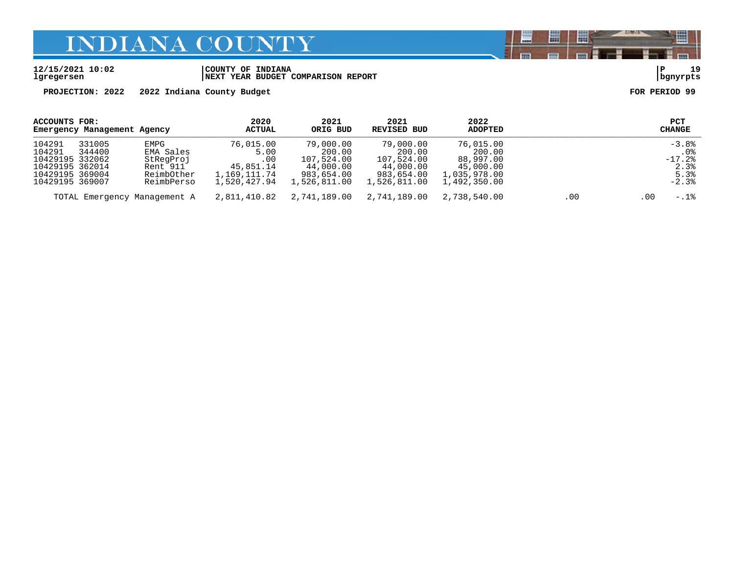# INDIANA COUNTY

12/15/2021 10:02 | COUNTY OF INDIANA | P 19
lgregersen | NEXT YEAR BUDGET COMPARISON REPORT | bgnyrpts

**PROJECTION: 2022 2022 Indiana County Budget** **FOR PERIOD 99**

| ACCOUNTS FOR: Emergency Management Agency | | | 2020 ACTUAL | 2021 ORIG BUD | 2021 REVISED BUD | 2022 ADOPTED | | | PCT CHANGE |
|---|---|---|---|---|---|---|---|---|---|
| 104291 | 331005 | EMPG | 76,015.00 | 79,000.00 | 79,000.00 | 76,015.00 | | | -3.8% |
| 104291 | 344400 | EMA Sales | 5.00 | 200.00 | 200.00 | 200.00 | | | .0% |
| 10429195 | 332062 | StRegProj | .00 | 107,524.00 | 107,524.00 | 88,997.00 | | | -17.2% |
| 10429195 | 362014 | Rent 911 | 45,851.14 | 44,000.00 | 44,000.00 | 45,000.00 | | | 2.3% |
| 10429195 | 369004 | ReimbOther | 1,169,111.74 | 983,654.00 | 983,654.00 | 1,035,978.00 | | | 5.3% |
| 10429195 | 369007 | ReimbPerso | 1,520,427.94 | 1,526,811.00 | 1,526,811.00 | 1,492,350.00 | | | -2.3% |
| TOTAL Emergency Management A | | | 2,811,410.82 | 2,741,189.00 | 2,741,189.00 | 2,738,540.00 | .00 | .00 | -.1% |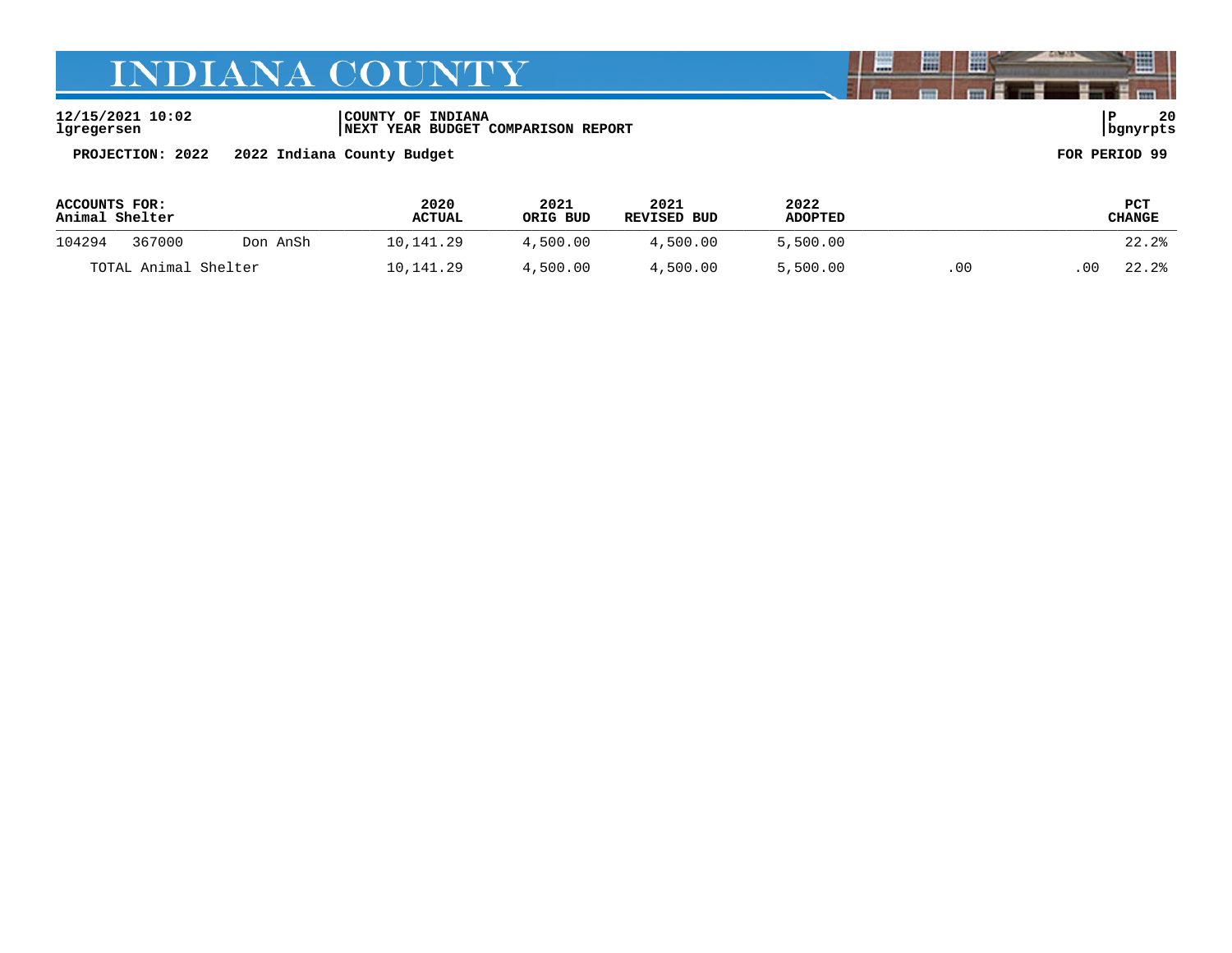# INDIANA COUNTY

**12/15/2021 10:02**
**lgregersen**

**COUNTY OF INDIANA**
**NEXT YEAR BUDGET COMPARISON REPORT**

**bgnyrpts**

**PROJECTION: 2022 2022 Indiana County Budget** **FOR PERIOD 99**

| ACCOUNTS FOR: Animal Shelter | | | 2020 ACTUAL | 2021 ORIG BUD | 2021 REVISED BUD | 2022 ADOPTED | | | PCT CHANGE |
|---|---|---|---|---|---|---|---|---|---|
| 104294 | 367000 | Don AnSh | 10,141.29 | 4,500.00 | 4,500.00 | 5,500.00 | | | 22.2% |
| TOTAL Animal Shelter | | | 10,141.29 | 4,500.00 | 4,500.00 | 5,500.00 | .00 | .00 | 22.2% |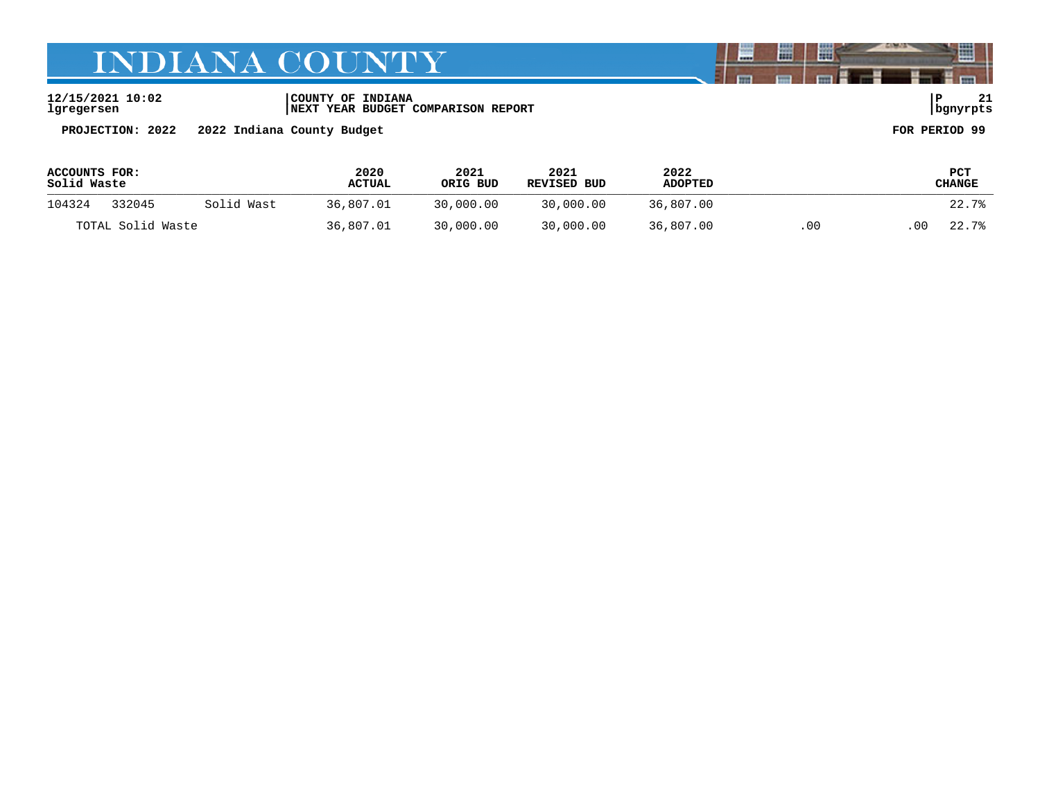# INDIANA COUNTY

**12/15/2021 10:02**
**lgregersen**

**COUNTY OF INDIANA**
**NEXT YEAR BUDGET COMPARISON REPORT**

**PROJECTION: 2022 2022 Indiana County Budget**

**FOR PERIOD 99**

| ACCOUNTS FOR: Solid Waste | | | 2020 ACTUAL | 2021 ORIG BUD | 2021 REVISED BUD | 2022 ADOPTED | | | PCT CHANGE |
|---|---|---|---|---|---|---|---|---|---|
| 104324 | 332045 | Solid Wast | 36,807.01 | 30,000.00 | 30,000.00 | 36,807.00 | | | 22.7% |
| TOTAL Solid Waste | | | 36,807.01 | 30,000.00 | 30,000.00 | 36,807.00 | .00 | .00 | 22.7% |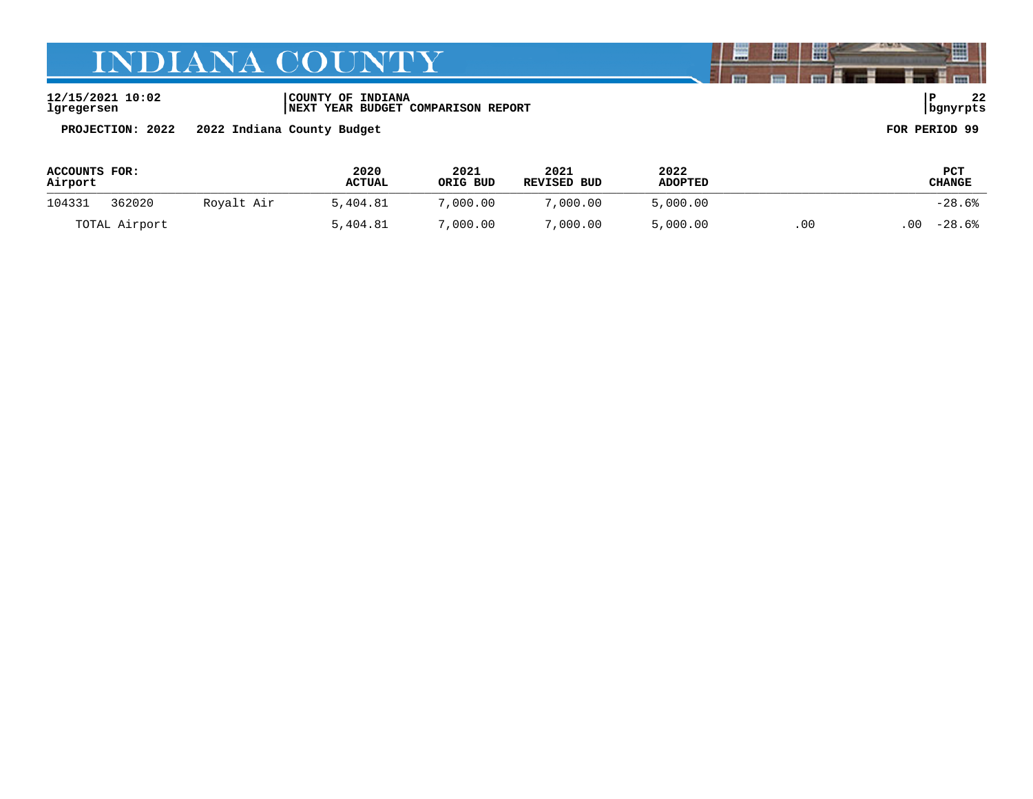# INDIANA COUNTY

**12/15/2021 10:02** | **COUNTY OF INDIANA**
**lgregersen** | **NEXT YEAR BUDGET COMPARISON REPORT** | **bgnyrpts**

**PROJECTION: 2022 2022 Indiana County Budget** **FOR PERIOD 99**

| ACCOUNTS FOR: Airport | | | 2020 ACTUAL | 2021 ORIG BUD | 2021 REVISED BUD | 2022 ADOPTED | | | PCT CHANGE |
|---|---|---|---|---|---|---|---|---|---|
| 104331 | 362020 | Royalt Air | 5,404.81 | 7,000.00 | 7,000.00 | 5,000.00 | | | -28.6% |
| TOTAL Airport | | | 5,404.81 | 7,000.00 | 7,000.00 | 5,000.00 | .00 | .00 | -28.6% |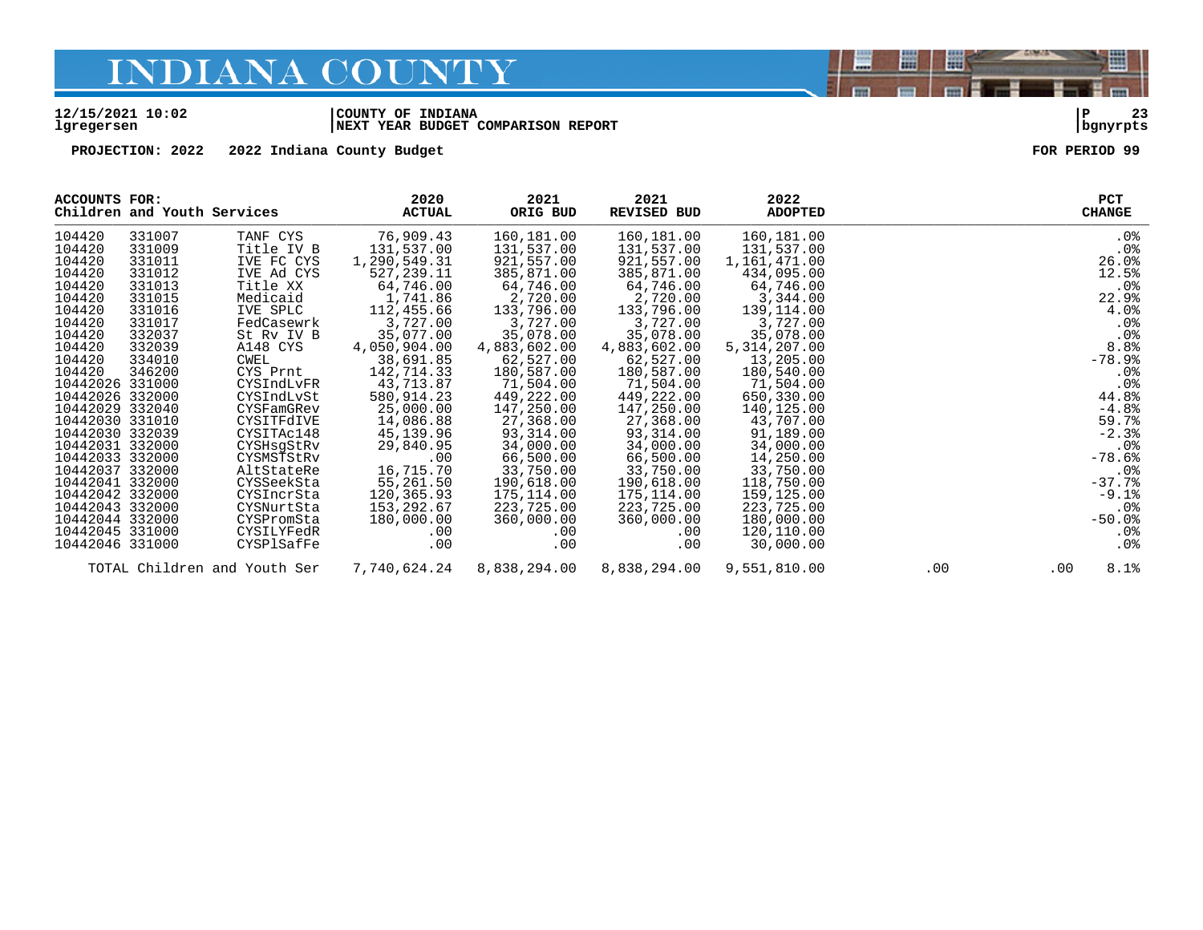# INDIANA COUNTY

**12/15/2021 10:02** | **COUNTY OF INDIANA** | **P 23**
**lgregersen** | **NEXT YEAR BUDGET COMPARISON REPORT** | **bgnyrpts**

**PROJECTION: 2022 2022 Indiana County Budget** **FOR PERIOD 99**

| ACCOUNTS FOR: Children and Youth Services | | | 2020 ACTUAL | 2021 ORIG BUD | 2021 REVISED BUD | 2022 ADOPTED | | | PCT CHANGE |
|---|---|---|---|---|---|---|---|---|---|
| 104420 | 331007 | TANF CYS | 76,909.43 | 160,181.00 | 160,181.00 | 160,181.00 | | | .0% |
| 104420 | 331009 | Title IV B | 131,537.00 | 131,537.00 | 131,537.00 | 131,537.00 | | | .0% |
| 104420 | 331011 | IVE FC CYS | 1,290,549.31 | 921,557.00 | 921,557.00 | 1,161,471.00 | | | 26.0% |
| 104420 | 331012 | IVE Ad CYS | 527,239.11 | 385,871.00 | 385,871.00 | 434,095.00 | | | 12.5% |
| 104420 | 331013 | Title XX | 64,746.00 | 64,746.00 | 64,746.00 | 64,746.00 | | | .0% |
| 104420 | 331015 | Medicaid | 1,741.86 | 2,720.00 | 2,720.00 | 3,344.00 | | | 22.9% |
| 104420 | 331016 | IVE SPLC | 112,455.66 | 133,796.00 | 133,796.00 | 139,114.00 | | | 4.0% |
| 104420 | 331017 | FedCasewrk | 3,727.00 | 3,727.00 | 3,727.00 | 3,727.00 | | | .0% |
| 104420 | 332037 | St Rv IV B | 35,077.00 | 35,078.00 | 35,078.00 | 35,078.00 | | | .0% |
| 104420 | 332039 | A148 CYS | 4,050,904.00 | 4,883,602.00 | 4,883,602.00 | 5,314,207.00 | | | 8.8% |
| 104420 | 334010 | CWEL | 38,691.85 | 62,527.00 | 62,527.00 | 13,205.00 | | | -78.9% |
| 104420 | 346200 | CYS Prnt | 142,714.33 | 180,587.00 | 180,587.00 | 180,540.00 | | | .0% |
| 10442026 | 331000 | CYSIndLvFR | 43,713.87 | 71,504.00 | 71,504.00 | 71,504.00 | | | .0% |
| 10442026 | 332000 | CYSIndLvSt | 580,914.23 | 449,222.00 | 449,222.00 | 650,330.00 | | | 44.8% |
| 10442029 | 332040 | CYSFamGRev | 25,000.00 | 147,250.00 | 147,250.00 | 140,125.00 | | | -4.8% |
| 10442030 | 331010 | CYSITFdIVE | 14,086.88 | 27,368.00 | 27,368.00 | 43,707.00 | | | 59.7% |
| 10442030 | 332039 | CYSITAc148 | 45,139.96 | 93,314.00 | 93,314.00 | 91,189.00 | | | -2.3% |
| 10442031 | 332000 | CYSHsgStRv | 29,840.95 | 34,000.00 | 34,000.00 | 34,000.00 | | | .0% |
| 10442033 | 332000 | CYSMSTStRv | .00 | 66,500.00 | 66,500.00 | 14,250.00 | | | -78.6% |
| 10442037 | 332000 | AltStateRe | 16,715.70 | 33,750.00 | 33,750.00 | 33,750.00 | | | .0% |
| 10442041 | 332000 | CYSSeekSta | 55,261.50 | 190,618.00 | 190,618.00 | 118,750.00 | | | -37.7% |
| 10442042 | 332000 | CYSIncrSta | 120,365.93 | 175,114.00 | 175,114.00 | 159,125.00 | | | -9.1% |
| 10442043 | 332000 | CYSNurtSta | 153,292.67 | 223,725.00 | 223,725.00 | 223,725.00 | | | .0% |
| 10442044 | 332000 | CYSPromSta | 180,000.00 | 360,000.00 | 360,000.00 | 180,000.00 | | | -50.0% |
| 10442045 | 331000 | CYSILYFedR | .00 | .00 | .00 | 120,110.00 | | | .0% |
| 10442046 | 331000 | CYSPlSafFe | .00 | .00 | .00 | 30,000.00 | | | .0% |
| TOTAL Children and Youth Ser | | | 7,740,624.24 | 8,838,294.00 | 8,838,294.00 | 9,551,810.00 | .00 | .00 | 8.1% |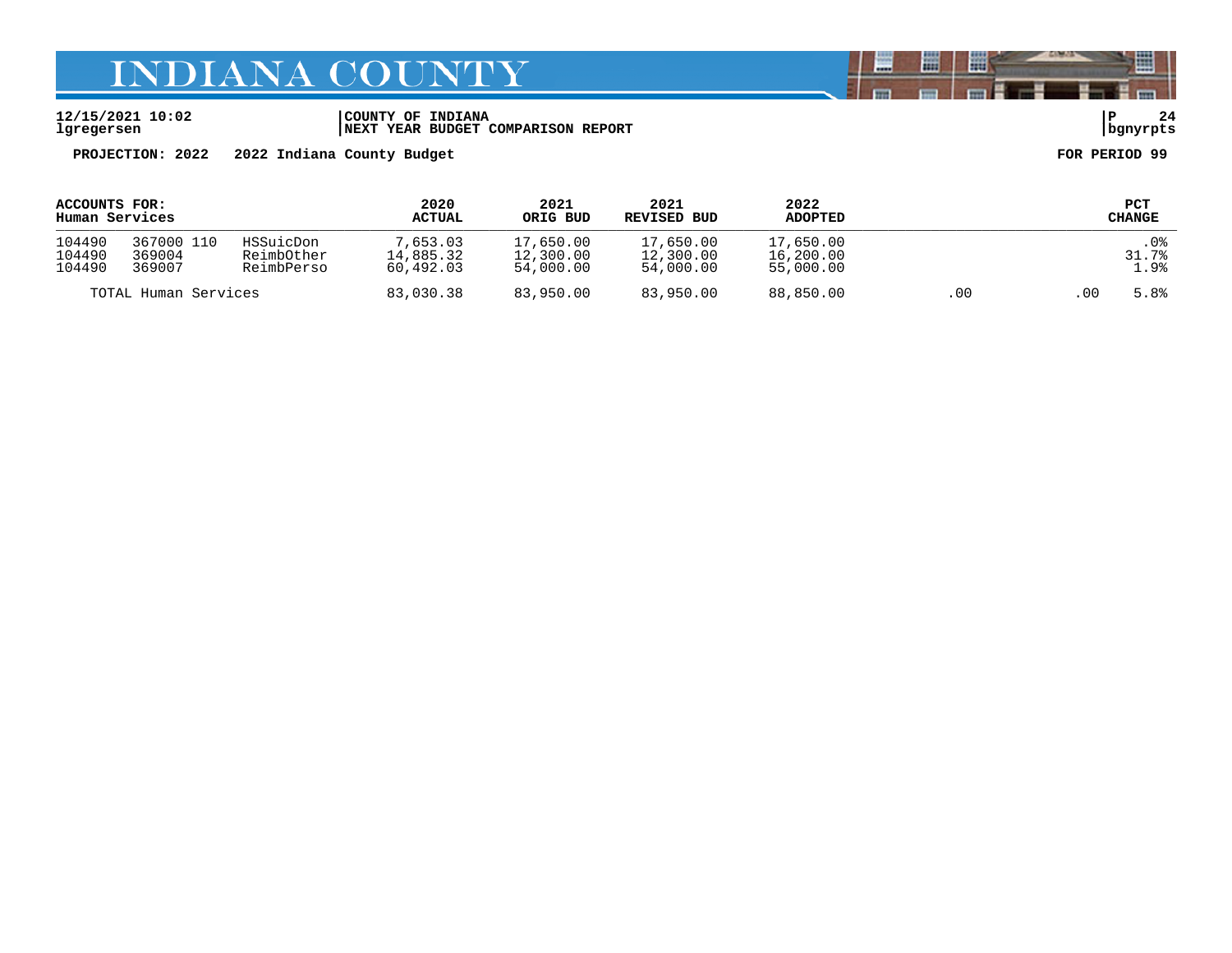# INDIANA COUNTY

12/15/2021 10:02 | COUNTY OF INDIANA | P 24
lgregersen | NEXT YEAR BUDGET COMPARISON REPORT | bgnyrpts

**PROJECTION: 2022 2022 Indiana County Budget** **FOR PERIOD 99**

| ACCOUNTS FOR: Human Services | | | 2020 ACTUAL | 2021 ORIG BUD | 2021 REVISED BUD | 2022 ADOPTED | | | PCT CHANGE |
|---|---|---|---|---|---|---|---|---|---|
| 104490 | 367000 110 | HSSuicDon | 7,653.03 | 17,650.00 | 17,650.00 | 17,650.00 | | | .0% |
| 104490 | 369004 | ReimbOther | 14,885.32 | 12,300.00 | 12,300.00 | 16,200.00 | | | 31.7% |
| 104490 | 369007 | ReimbPerso | 60,492.03 | 54,000.00 | 54,000.00 | 55,000.00 | | | 1.9% |
| TOTAL Human Services | | | 83,030.38 | 83,950.00 | 83,950.00 | 88,850.00 | .00 | .00 | 5.8% |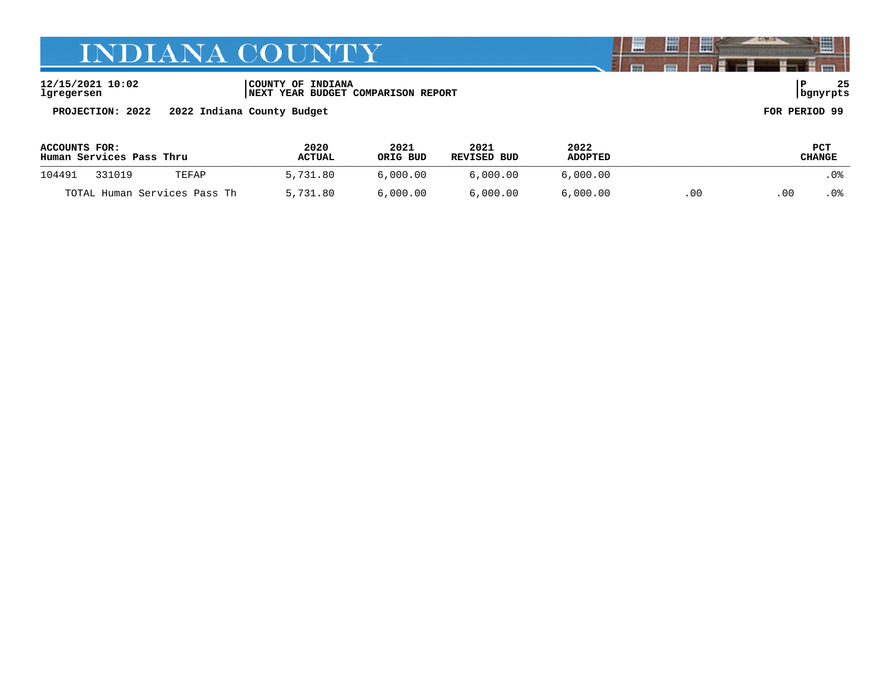# INDIANA COUNTY

12/15/2021 10:02 | COUNTY OF INDIANA | P 25
lgregersen | NEXT YEAR BUDGET COMPARISON REPORT | bgnyrpts

**PROJECTION: 2022 2022 Indiana County Budget** **FOR PERIOD 99**

| ACCOUNTS FOR: Human Services Pass Thru | | | 2020 ACTUAL | 2021 ORIG BUD | 2021 REVISED BUD | 2022 ADOPTED | | | PCT CHANGE |
|---|---|---|---|---|---|---|---|---|---|
| 104491 | 331019 | TEFAP | 5,731.80 | 6,000.00 | 6,000.00 | 6,000.00 | | | .0% |
| TOTAL Human Services Pass Th | | | 5,731.80 | 6,000.00 | 6,000.00 | 6,000.00 | .00 | .00 | .0% |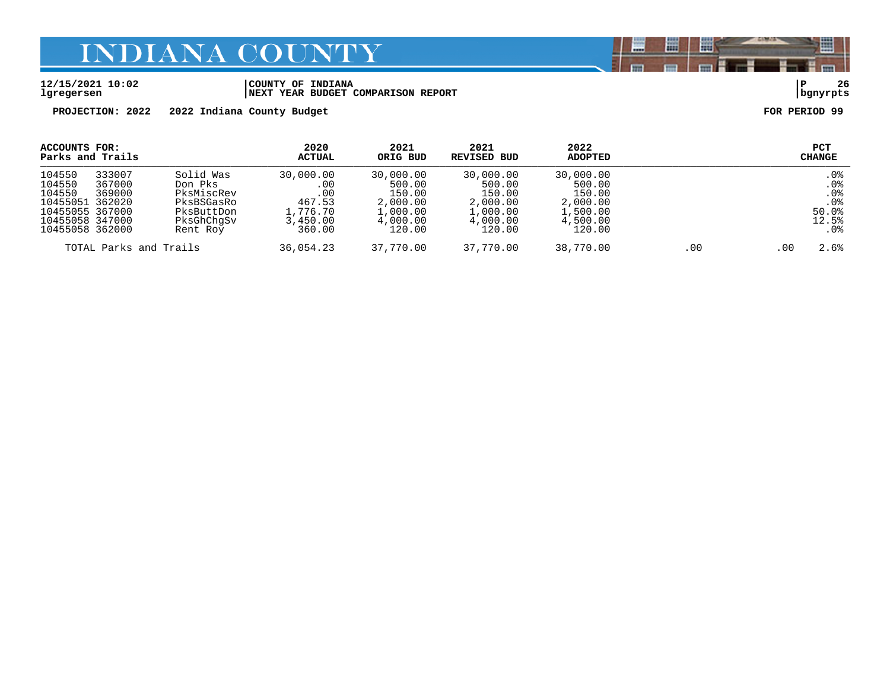# INDIANA COUNTY

12/15/2021 10:02 | COUNTY OF INDIANA | P 26
lgregersen | NEXT YEAR BUDGET COMPARISON REPORT | bgnyrpts

**PROJECTION: 2022 2022 Indiana County Budget** **FOR PERIOD 99**

| ACCOUNTS FOR: Parks and Trails | | | 2020 ACTUAL | 2021 ORIG BUD | 2021 REVISED BUD | 2022 ADOPTED | | | PCT CHANGE |
|---|---|---|---|---|---|---|---|---|---|
| 104550 | 333007 | Solid Was | 30,000.00 | 30,000.00 | 30,000.00 | 30,000.00 | | | .0% |
| 104550 | 367000 | Don Pks | .00 | 500.00 | 500.00 | 500.00 | | | .0% |
| 104550 | 369000 | PksMiscRev | .00 | 150.00 | 150.00 | 150.00 | | | .0% |
| 10455051 | 362020 | PksBSGasRo | 467.53 | 2,000.00 | 2,000.00 | 2,000.00 | | | .0% |
| 10455055 | 367000 | PksButtDon | 1,776.70 | 1,000.00 | 1,000.00 | 1,500.00 | | | 50.0% |
| 10455058 | 347000 | PksGhChgSv | 3,450.00 | 4,000.00 | 4,000.00 | 4,500.00 | | | 12.5% |
| 10455058 | 362000 | Rent Roy | 360.00 | 120.00 | 120.00 | 120.00 | | | .0% |
| TOTAL Parks and Trails | | | 36,054.23 | 37,770.00 | 37,770.00 | 38,770.00 | .00 | .00 | 2.6% |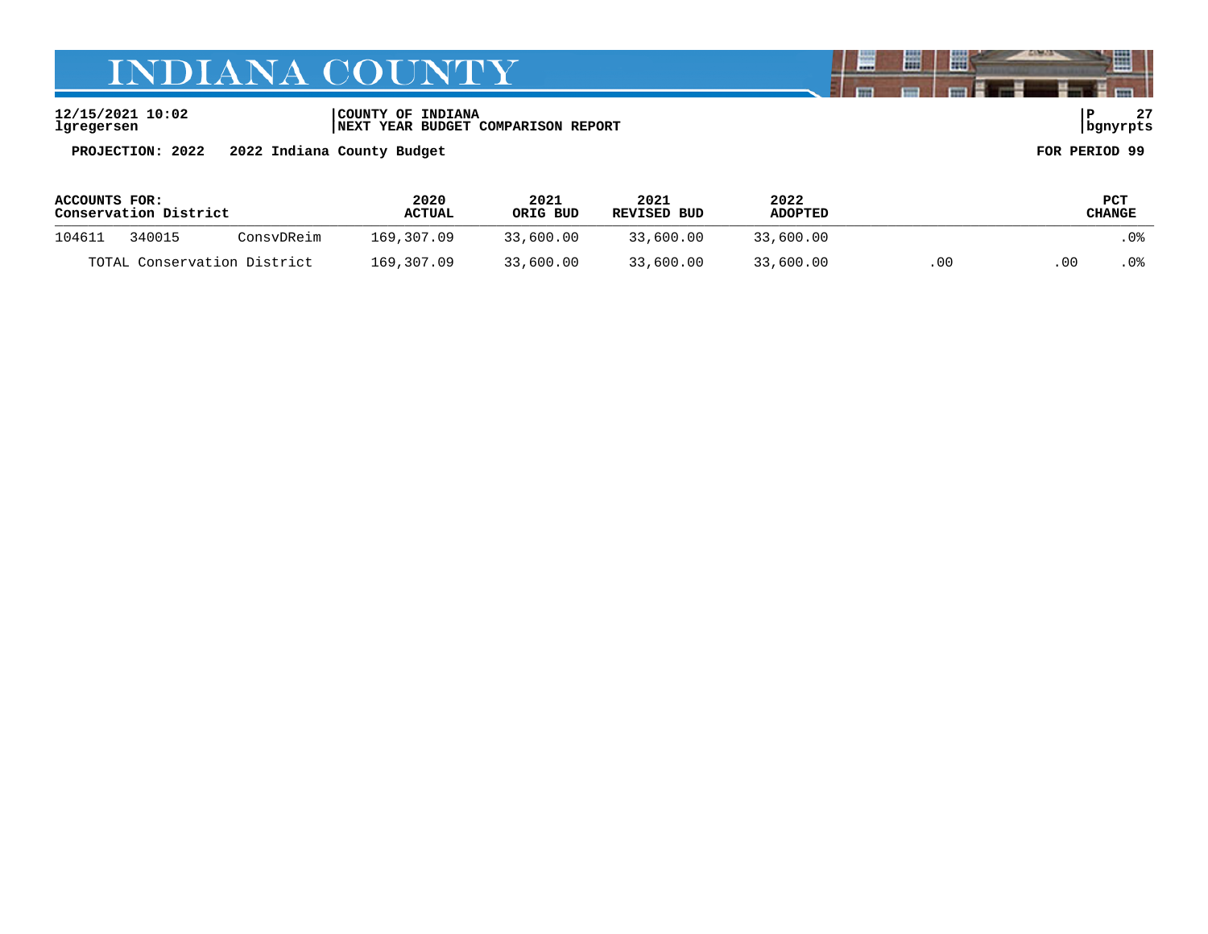# INDIANA COUNTY

12/15/2021 10:02 | COUNTY OF INDIANA | P 27
lgregersen | NEXT YEAR BUDGET COMPARISON REPORT | bgnyrpts

**PROJECTION: 2022 2022 Indiana County Budget** **FOR PERIOD 99**

| ACCOUNTS FOR: Conservation District | | | 2020 ACTUAL | 2021 ORIG BUD | 2021 REVISED BUD | 2022 ADOPTED | | | PCT CHANGE |
|---|---|---|---|---|---|---|---|---|---|
| 104611 | 340015 | ConsvDReim | 169,307.09 | 33,600.00 | 33,600.00 | 33,600.00 | | | .0% |
| TOTAL Conservation District | | | 169,307.09 | 33,600.00 | 33,600.00 | 33,600.00 | .00 | .00 | .0% |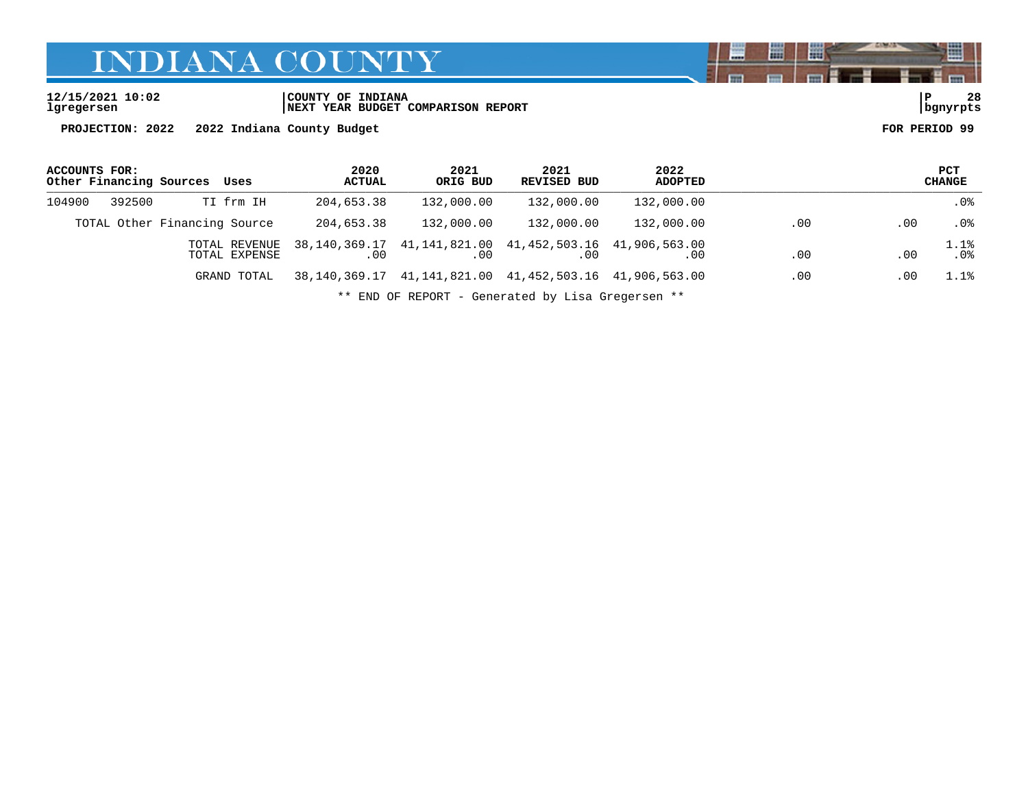# INDIANA COUNTY

12/15/2021 10:02
lgregersen

COUNTY OF INDIANA
NEXT YEAR BUDGET COMPARISON REPORT

bgnyrpts

**PROJECTION: 2022    2022 Indiana County Budget**

**FOR PERIOD 99**

| ACCOUNTS FOR: Other Financing Sources Uses | | | 2020 ACTUAL | 2021 ORIG BUD | 2021 REVISED BUD | 2022 ADOPTED | | | PCT CHANGE |
|---|---|---|---|---|---|---|---|---|---|
| 104900 | 392500 | TI frm IH | 204,653.38 | 132,000.00 | 132,000.00 | 132,000.00 | | | .0% |
| TOTAL Other Financing Source | | | 204,653.38 | 132,000.00 | 132,000.00 | 132,000.00 | .00 | .00 | .0% |
| | | TOTAL REVENUE | 38,140,369.17 | 41,141,821.00 | 41,452,503.16 | 41,906,563.00 | | | 1.1% |
| | | TOTAL EXPENSE | .00 | .00 | .00 | .00 | .00 | .00 | .0% |
| | | GRAND TOTAL | 38,140,369.17 | 41,141,821.00 | 41,452,503.16 | 41,906,563.00 | .00 | .00 | 1.1% |

** END OF REPORT - Generated by Lisa Gregersen **